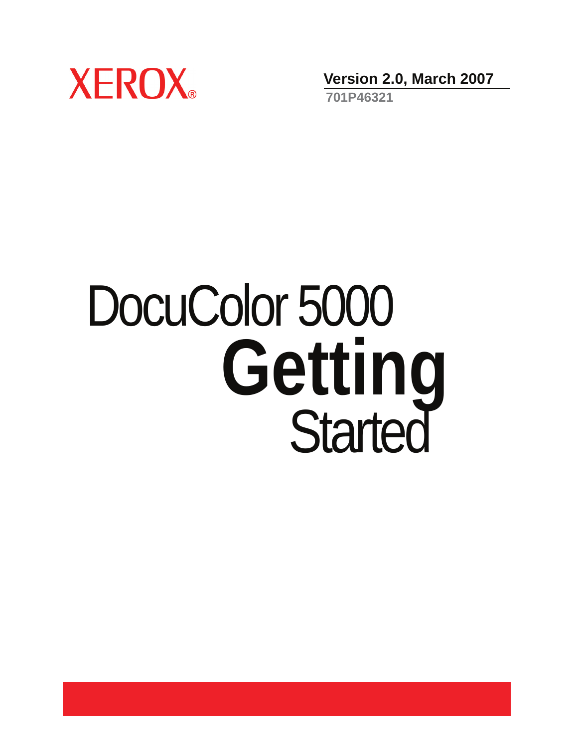XEROX®

**Version 2.0, March 2007**

**701P46321**

# DocuColor 5000 **Getting** Started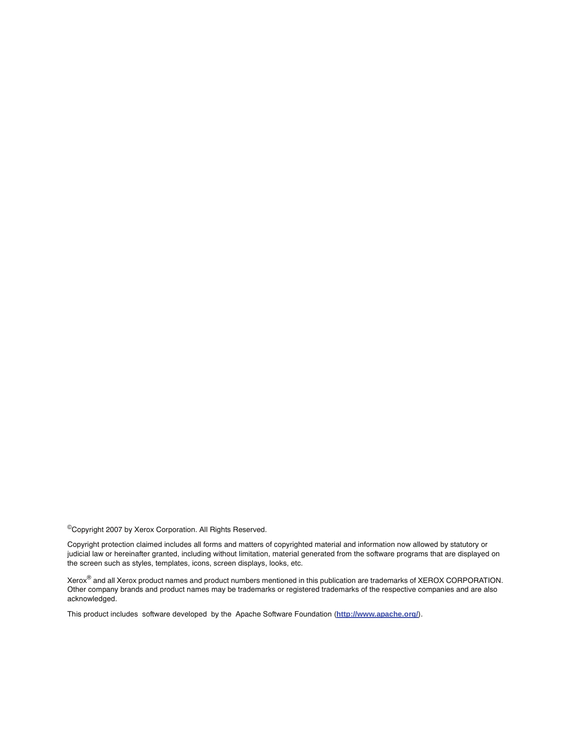©Copyright 2007 by Xerox Corporation. All Rights Reserved.

Copyright protection claimed includes all forms and matters of copyrighted material and information now allowed by statutory or judicial law or hereinafter granted, including without limitation, material generated from the software programs that are displayed on the screen such as styles, templates, icons, screen displays, looks, etc.

Xerox® and all Xerox product names and product numbers mentioned in this publication are trademarks of XEROX CORPORATION. Other company brands and product names may be trademarks or registered trademarks of the respective companies and are also acknowledged.

This product includes software developed by the Apache Software Foundation (**http://www.apache.org/**).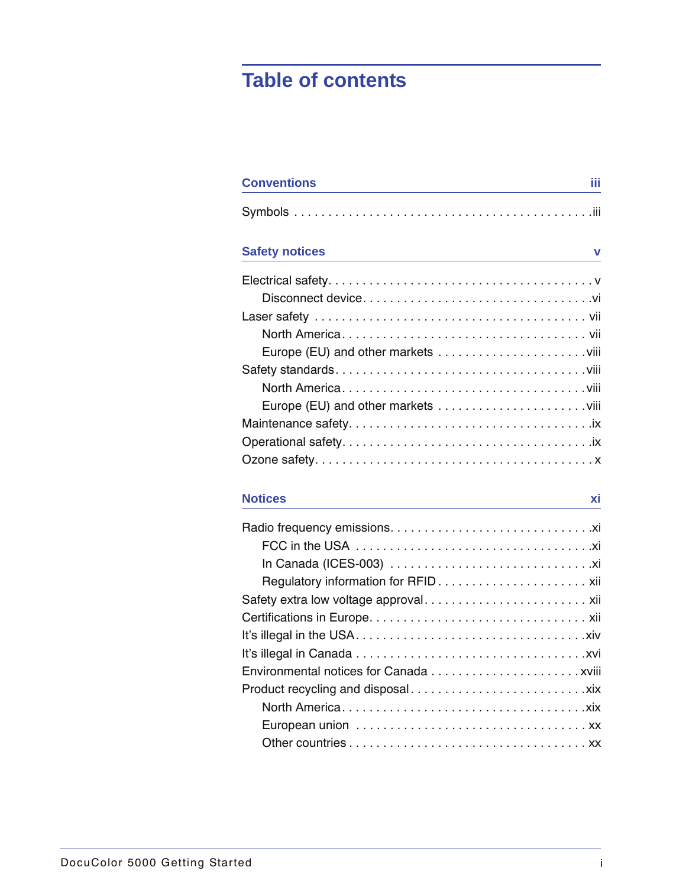# Table of contents

## Conventions iii

Symbols . . . . . . . . . . . . . . . . . . . . . . . . . . . . . . . . . . . . . . . . . iii

## Safety notices v

Electrical safety. . . . . . . . . . . . . . . . . . . . . . . . . . . . . . . . . . . . . v
- Disconnect device. . . . . . . . . . . . . . . . . . . . . . . . . . . . . . . . vi

Laser safety . . . . . . . . . . . . . . . . . . . . . . . . . . . . . . . . . . . . . . vii
- North America. . . . . . . . . . . . . . . . . . . . . . . . . . . . . . . . . . vii
- Europe (EU) and other markets . . . . . . . . . . . . . . . . . . . . . viii

Safety standards. . . . . . . . . . . . . . . . . . . . . . . . . . . . . . . . . . viii
- North America. . . . . . . . . . . . . . . . . . . . . . . . . . . . . . . . . . viii
- Europe (EU) and other markets . . . . . . . . . . . . . . . . . . . . . viii

Maintenance safety. . . . . . . . . . . . . . . . . . . . . . . . . . . . . . . . . ix

Operational safety. . . . . . . . . . . . . . . . . . . . . . . . . . . . . . . . . . ix

Ozone safety. . . . . . . . . . . . . . . . . . . . . . . . . . . . . . . . . . . . . . x

## Notices xi

Radio frequency emissions. . . . . . . . . . . . . . . . . . . . . . . . . . . . xi
- FCC in the USA . . . . . . . . . . . . . . . . . . . . . . . . . . . . . . . . . xi
- In Canada (ICES-003) . . . . . . . . . . . . . . . . . . . . . . . . . . . . xi
- Regulatory information for RFID . . . . . . . . . . . . . . . . . . . . . xii

Safety extra low voltage approval. . . . . . . . . . . . . . . . . . . . . . . xii

Certifications in Europe. . . . . . . . . . . . . . . . . . . . . . . . . . . . . . xii

It's illegal in the USA. . . . . . . . . . . . . . . . . . . . . . . . . . . . . . . xiv

It's illegal in Canada . . . . . . . . . . . . . . . . . . . . . . . . . . . . . . . xvi

Environmental notices for Canada . . . . . . . . . . . . . . . . . . . . . xviii

Product recycling and disposal. . . . . . . . . . . . . . . . . . . . . . . . . xix
- North America. . . . . . . . . . . . . . . . . . . . . . . . . . . . . . . . . . xix
- European union . . . . . . . . . . . . . . . . . . . . . . . . . . . . . . . . . xx
- Other countries . . . . . . . . . . . . . . . . . . . . . . . . . . . . . . . . . xx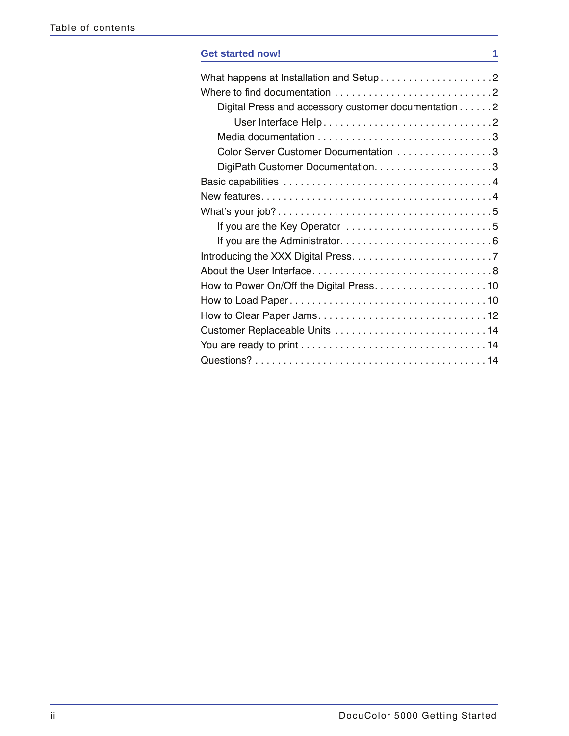# Table of contents

## Get started now! 1

- What happens at Installation and Setup . . . . . . . . . . . . . . . . . . . . 2
- Where to find documentation . . . . . . . . . . . . . . . . . . . . . . . . . . . . 2
  - Digital Press and accessory customer documentation . . . . . . 2
    - User Interface Help . . . . . . . . . . . . . . . . . . . . . . . . . . . . . 2
  - Media documentation . . . . . . . . . . . . . . . . . . . . . . . . . . . . . . 3
  - Color Server Customer Documentation . . . . . . . . . . . . . . . . . 3
  - DigiPath Customer Documentation. . . . . . . . . . . . . . . . . . . . . 3
- Basic capabilities . . . . . . . . . . . . . . . . . . . . . . . . . . . . . . . . . . . . 4
- New features. . . . . . . . . . . . . . . . . . . . . . . . . . . . . . . . . . . . . . . . 4
- What's your job? . . . . . . . . . . . . . . . . . . . . . . . . . . . . . . . . . . . . . 5
  - If you are the Key Operator . . . . . . . . . . . . . . . . . . . . . . . . . . 5
  - If you are the Administrator. . . . . . . . . . . . . . . . . . . . . . . . . . . 6
- Introducing the XXX Digital Press. . . . . . . . . . . . . . . . . . . . . . . . . 7
- About the User Interface. . . . . . . . . . . . . . . . . . . . . . . . . . . . . . . . 8
- How to Power On/Off the Digital Press. . . . . . . . . . . . . . . . . . . . 10
- How to Load Paper . . . . . . . . . . . . . . . . . . . . . . . . . . . . . . . . . . 10
- How to Clear Paper Jams. . . . . . . . . . . . . . . . . . . . . . . . . . . . . . 12
- Customer Replaceable Units . . . . . . . . . . . . . . . . . . . . . . . . . . . 14
- You are ready to print . . . . . . . . . . . . . . . . . . . . . . . . . . . . . . . . 14
- Questions? . . . . . . . . . . . . . . . . . . . . . . . . . . . . . . . . . . . . . . . . 14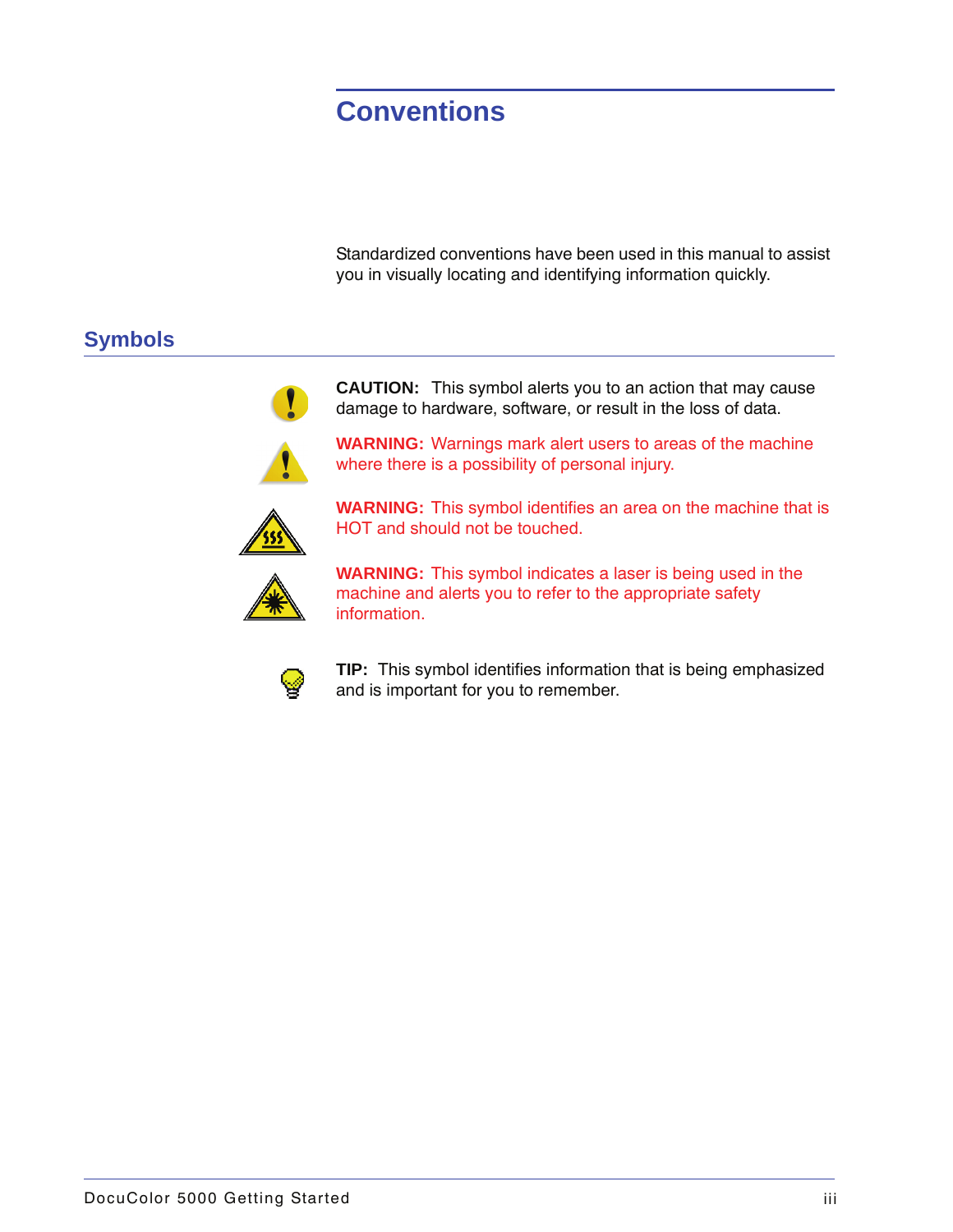# Conventions

Standardized conventions have been used in this manual to assist you in visually locating and identifying information quickly.

## Symbols

**CAUTION:** This symbol alerts you to an action that may cause damage to hardware, software, or result in the loss of data.

**WARNING:** Warnings mark alert users to areas of the machine where there is a possibility of personal injury.

**WARNING:** This symbol identifies an area on the machine that is HOT and should not be touched.

**WARNING:** This symbol indicates a laser is being used in the machine and alerts you to refer to the appropriate safety information.

**TIP:** This symbol identifies information that is being emphasized and is important for you to remember.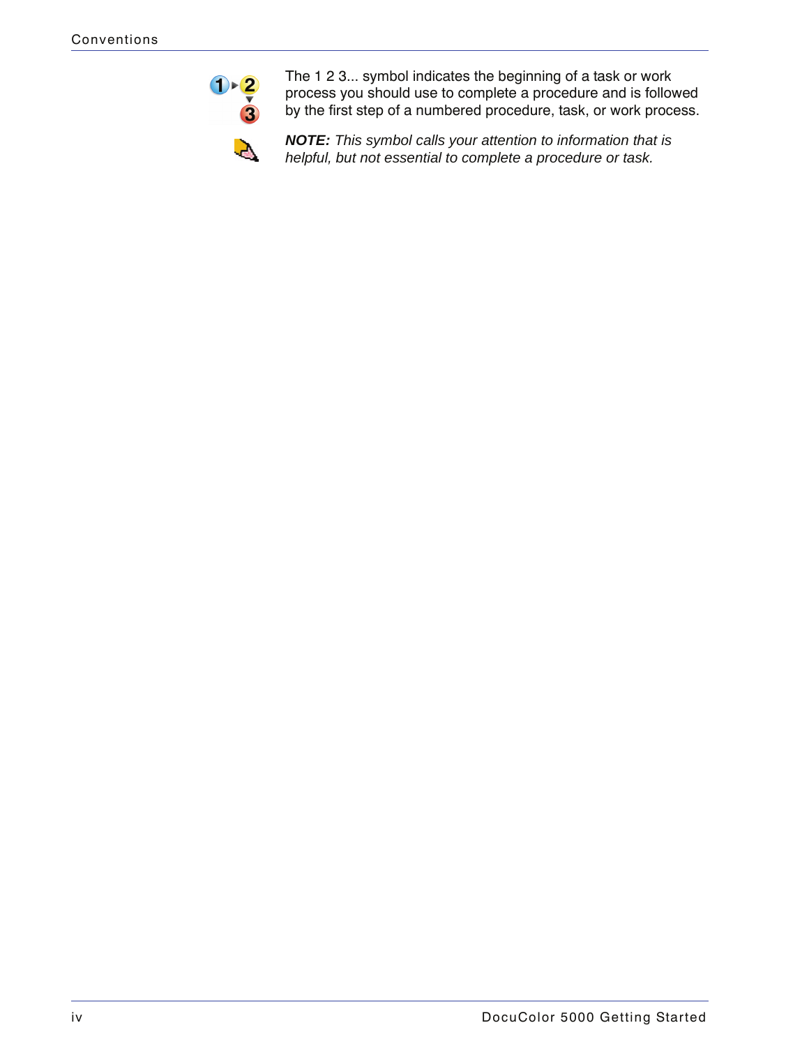The 1 2 3... symbol indicates the beginning of a task or work process you should use to complete a procedure and is followed by the first step of a numbered procedure, task, or work process.

***NOTE:*** *This symbol calls your attention to information that is helpful, but not essential to complete a procedure or task.*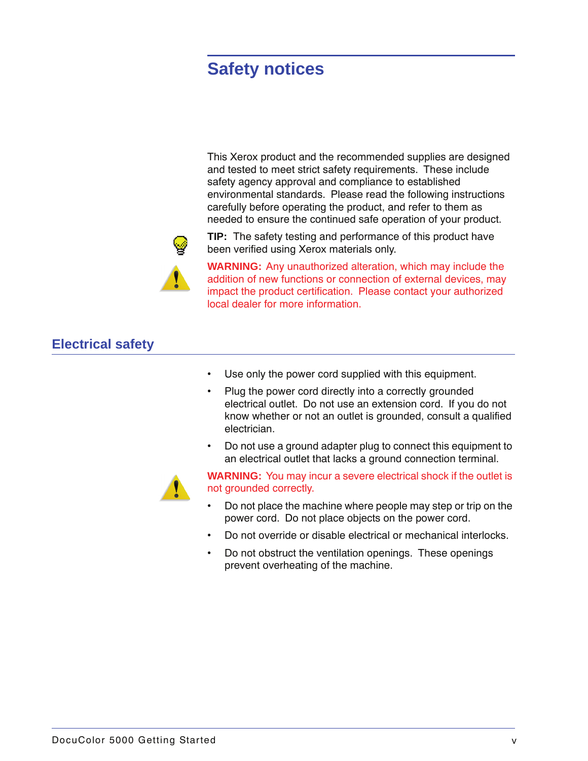# Safety notices

This Xerox product and the recommended supplies are designed and tested to meet strict safety requirements. These include safety agency approval and compliance to established environmental standards. Please read the following instructions carefully before operating the product, and refer to them as needed to ensure the continued safe operation of your product.

**TIP:** The safety testing and performance of this product have been verified using Xerox materials only.

**WARNING:** Any unauthorized alteration, which may include the addition of new functions or connection of external devices, may impact the product certification. Please contact your authorized local dealer for more information.

## Electrical safety

- Use only the power cord supplied with this equipment.
- Plug the power cord directly into a correctly grounded electrical outlet. Do not use an extension cord. If you do not know whether or not an outlet is grounded, consult a qualified electrician.
- Do not use a ground adapter plug to connect this equipment to an electrical outlet that lacks a ground connection terminal.

**WARNING:** You may incur a severe electrical shock if the outlet is not grounded correctly.

- Do not place the machine where people may step or trip on the power cord. Do not place objects on the power cord.
- Do not override or disable electrical or mechanical interlocks.
- Do not obstruct the ventilation openings. These openings prevent overheating of the machine.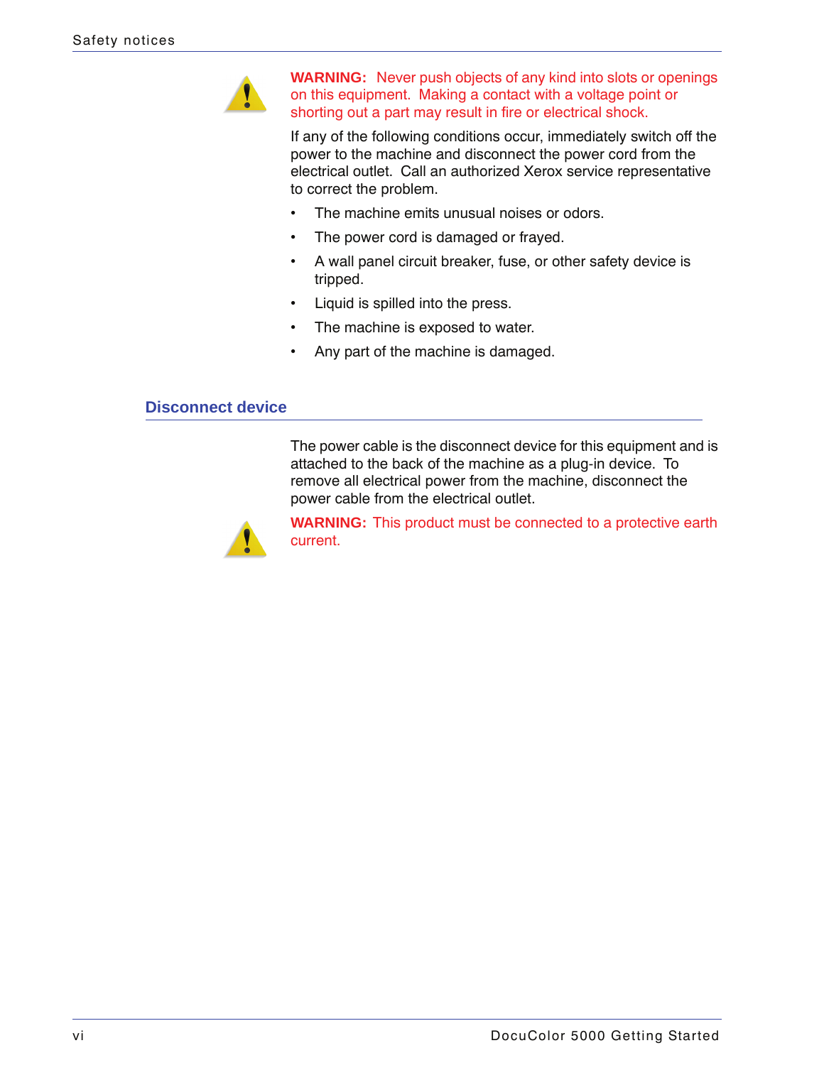**WARNING:** Never push objects of any kind into slots or openings on this equipment. Making a contact with a voltage point or shorting out a part may result in fire or electrical shock.

If any of the following conditions occur, immediately switch off the power to the machine and disconnect the power cord from the electrical outlet. Call an authorized Xerox service representative to correct the problem.

- The machine emits unusual noises or odors.
- The power cord is damaged or frayed.
- A wall panel circuit breaker, fuse, or other safety device is tripped.
- Liquid is spilled into the press.
- The machine is exposed to water.
- Any part of the machine is damaged.

## Disconnect device

The power cable is the disconnect device for this equipment and is attached to the back of the machine as a plug-in device. To remove all electrical power from the machine, disconnect the power cable from the electrical outlet.

**WARNING:** This product must be connected to a protective earth current.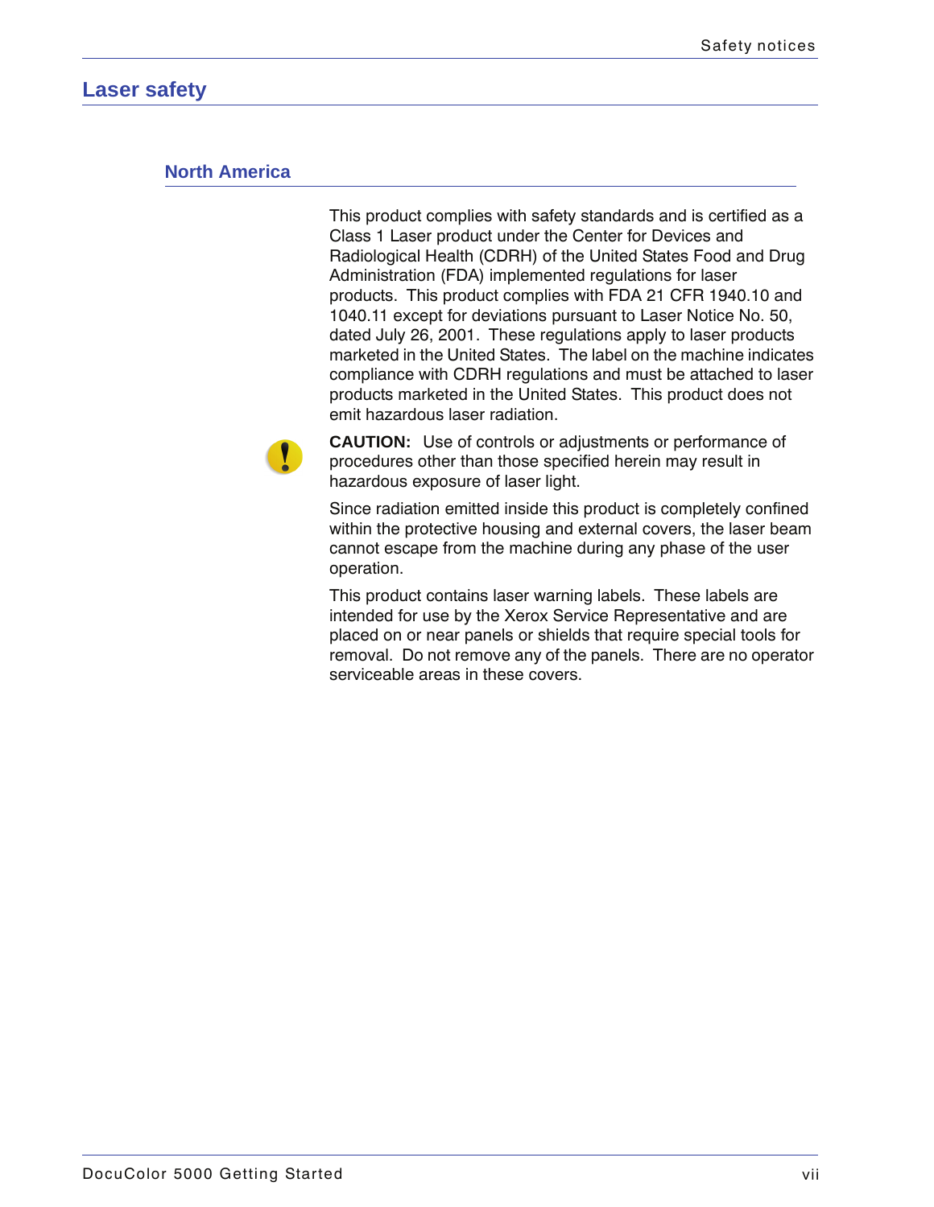## Laser safety

### North America

This product complies with safety standards and is certified as a Class 1 Laser product under the Center for Devices and Radiological Health (CDRH) of the United States Food and Drug Administration (FDA) implemented regulations for laser products. This product complies with FDA 21 CFR 1940.10 and 1040.11 except for deviations pursuant to Laser Notice No. 50, dated July 26, 2001. These regulations apply to laser products marketed in the United States. The label on the machine indicates compliance with CDRH regulations and must be attached to laser products marketed in the United States. This product does not emit hazardous laser radiation.

**CAUTION:** Use of controls or adjustments or performance of procedures other than those specified herein may result in hazardous exposure of laser light.

Since radiation emitted inside this product is completely confined within the protective housing and external covers, the laser beam cannot escape from the machine during any phase of the user operation.

This product contains laser warning labels. These labels are intended for use by the Xerox Service Representative and are placed on or near panels or shields that require special tools for removal. Do not remove any of the panels. There are no operator serviceable areas in these covers.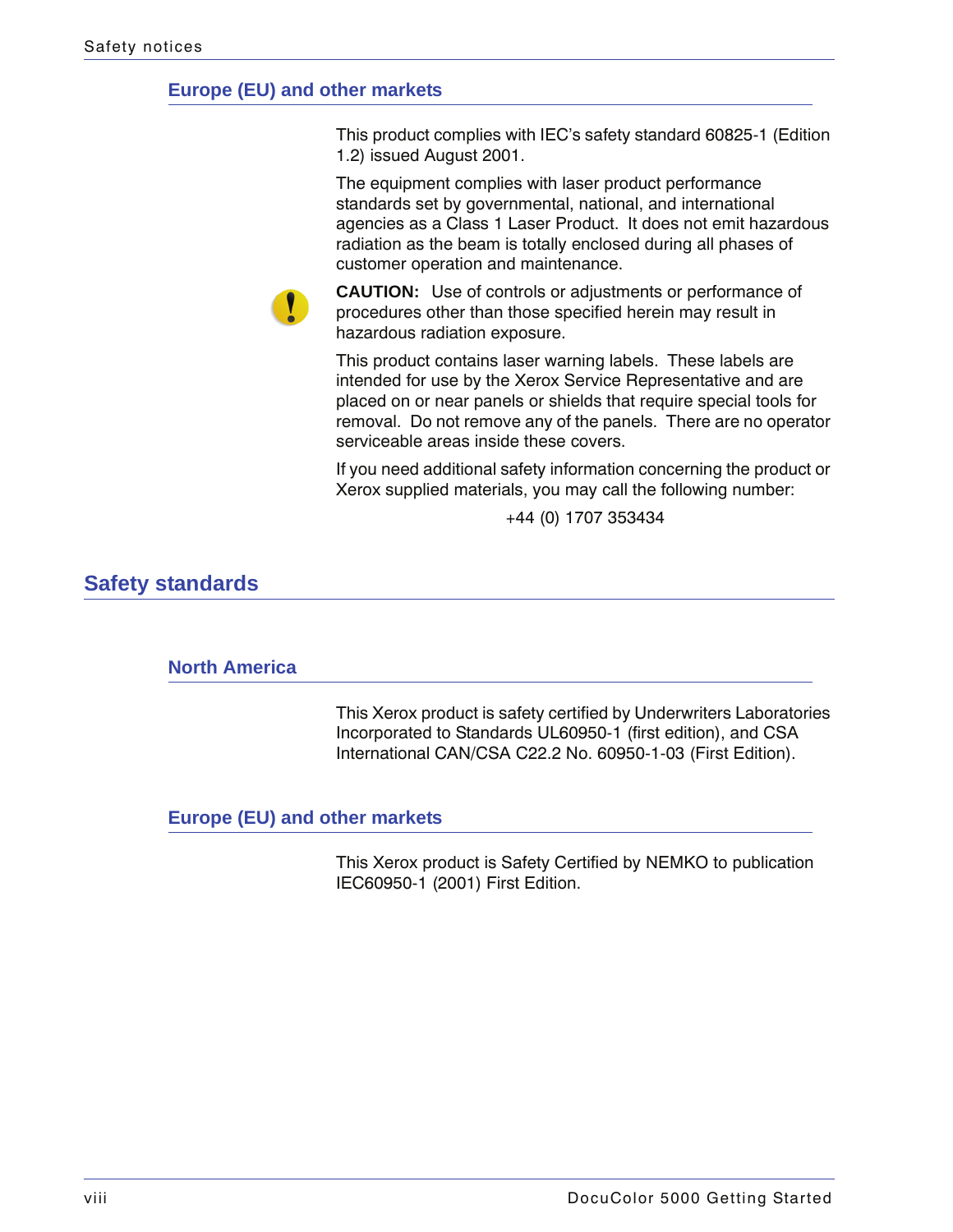### Europe (EU) and other markets

This product complies with IEC's safety standard 60825-1 (Edition 1.2) issued August 2001.

The equipment complies with laser product performance standards set by governmental, national, and international agencies as a Class 1 Laser Product. It does not emit hazardous radiation as the beam is totally enclosed during all phases of customer operation and maintenance.

**CAUTION:** Use of controls or adjustments or performance of procedures other than those specified herein may result in hazardous radiation exposure.

This product contains laser warning labels. These labels are intended for use by the Xerox Service Representative and are placed on or near panels or shields that require special tools for removal. Do not remove any of the panels. There are no operator serviceable areas inside these covers.

If you need additional safety information concerning the product or Xerox supplied materials, you may call the following number:

+44 (0) 1707 353434

## Safety standards

### North America

This Xerox product is safety certified by Underwriters Laboratories Incorporated to Standards UL60950-1 (first edition), and CSA International CAN/CSA C22.2 No. 60950-1-03 (First Edition).

### Europe (EU) and other markets

This Xerox product is Safety Certified by NEMKO to publication IEC60950-1 (2001) First Edition.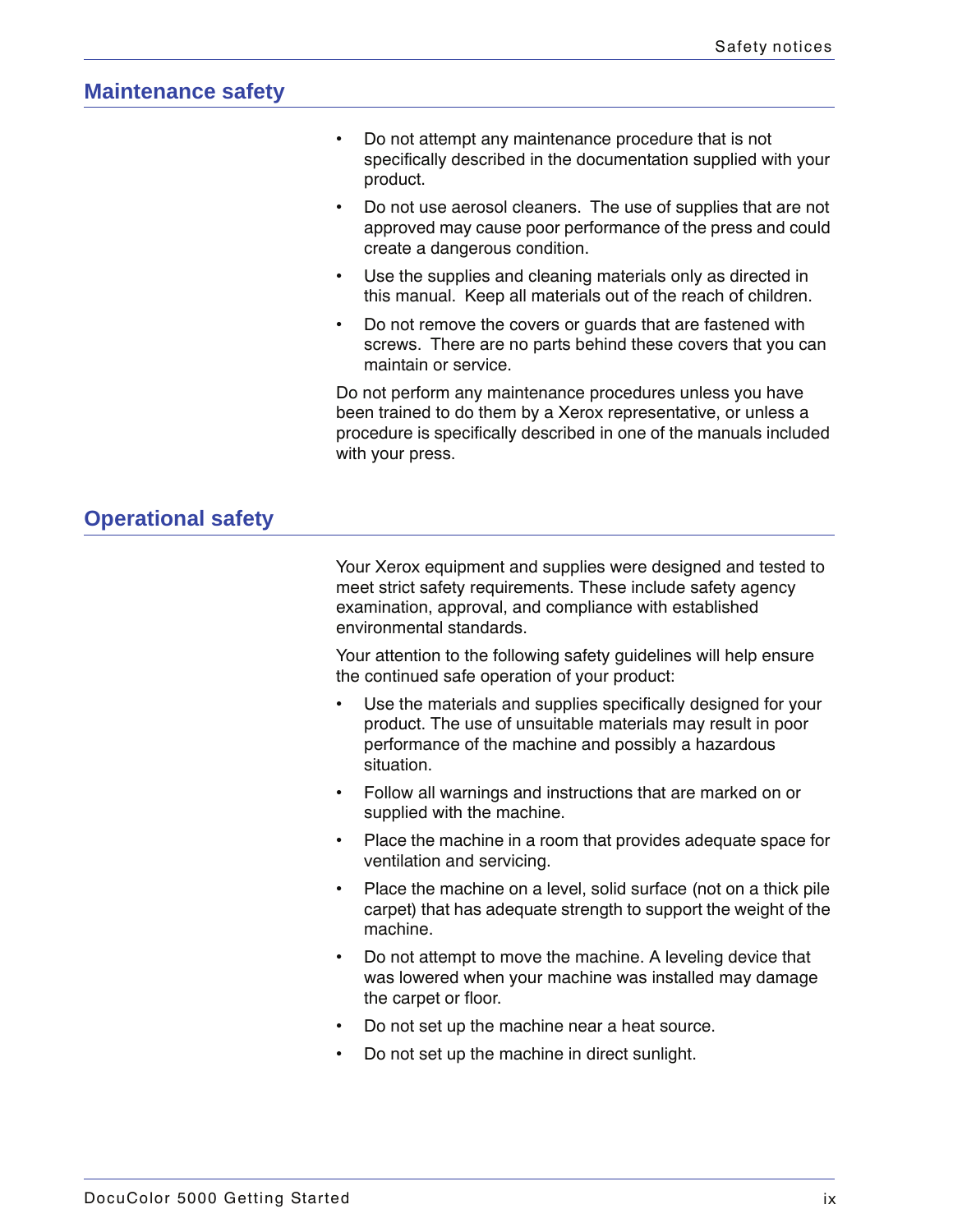## Maintenance safety

- Do not attempt any maintenance procedure that is not specifically described in the documentation supplied with your product.
- Do not use aerosol cleaners. The use of supplies that are not approved may cause poor performance of the press and could create a dangerous condition.
- Use the supplies and cleaning materials only as directed in this manual. Keep all materials out of the reach of children.
- Do not remove the covers or guards that are fastened with screws. There are no parts behind these covers that you can maintain or service.

Do not perform any maintenance procedures unless you have been trained to do them by a Xerox representative, or unless a procedure is specifically described in one of the manuals included with your press.

## Operational safety

Your Xerox equipment and supplies were designed and tested to meet strict safety requirements. These include safety agency examination, approval, and compliance with established environmental standards.

Your attention to the following safety guidelines will help ensure the continued safe operation of your product:

- Use the materials and supplies specifically designed for your product. The use of unsuitable materials may result in poor performance of the machine and possibly a hazardous situation.
- Follow all warnings and instructions that are marked on or supplied with the machine.
- Place the machine in a room that provides adequate space for ventilation and servicing.
- Place the machine on a level, solid surface (not on a thick pile carpet) that has adequate strength to support the weight of the machine.
- Do not attempt to move the machine. A leveling device that was lowered when your machine was installed may damage the carpet or floor.
- Do not set up the machine near a heat source.
- Do not set up the machine in direct sunlight.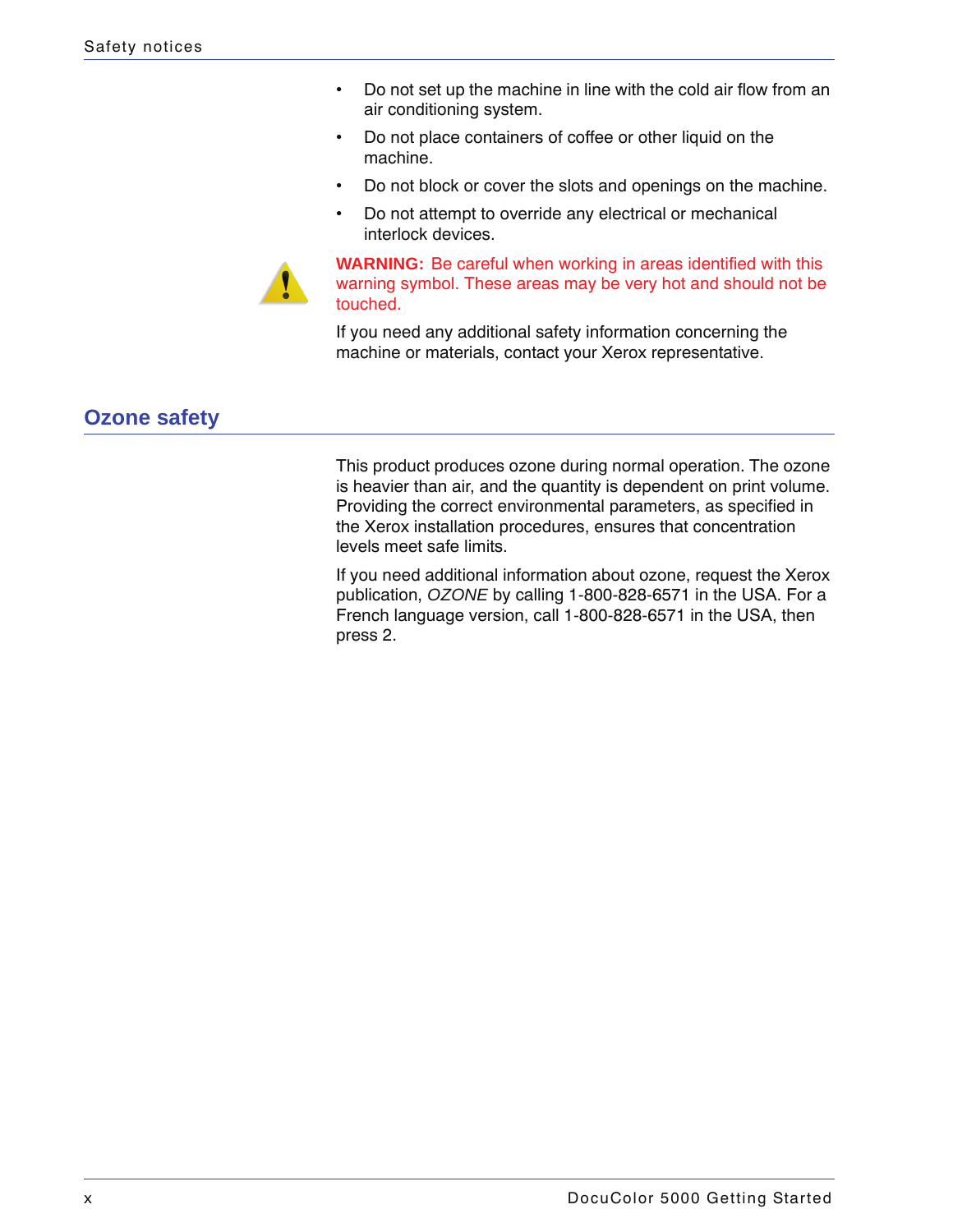- Do not set up the machine in line with the cold air flow from an air conditioning system.
- Do not place containers of coffee or other liquid on the machine.
- Do not block or cover the slots and openings on the machine.
- Do not attempt to override any electrical or mechanical interlock devices.

**WARNING:** Be careful when working in areas identified with this warning symbol. These areas may be very hot and should not be touched.

If you need any additional safety information concerning the machine or materials, contact your Xerox representative.

## Ozone safety

This product produces ozone during normal operation. The ozone is heavier than air, and the quantity is dependent on print volume. Providing the correct environmental parameters, as specified in the Xerox installation procedures, ensures that concentration levels meet safe limits.

If you need additional information about ozone, request the Xerox publication, *OZONE* by calling 1-800-828-6571 in the USA. For a French language version, call 1-800-828-6571 in the USA, then press 2.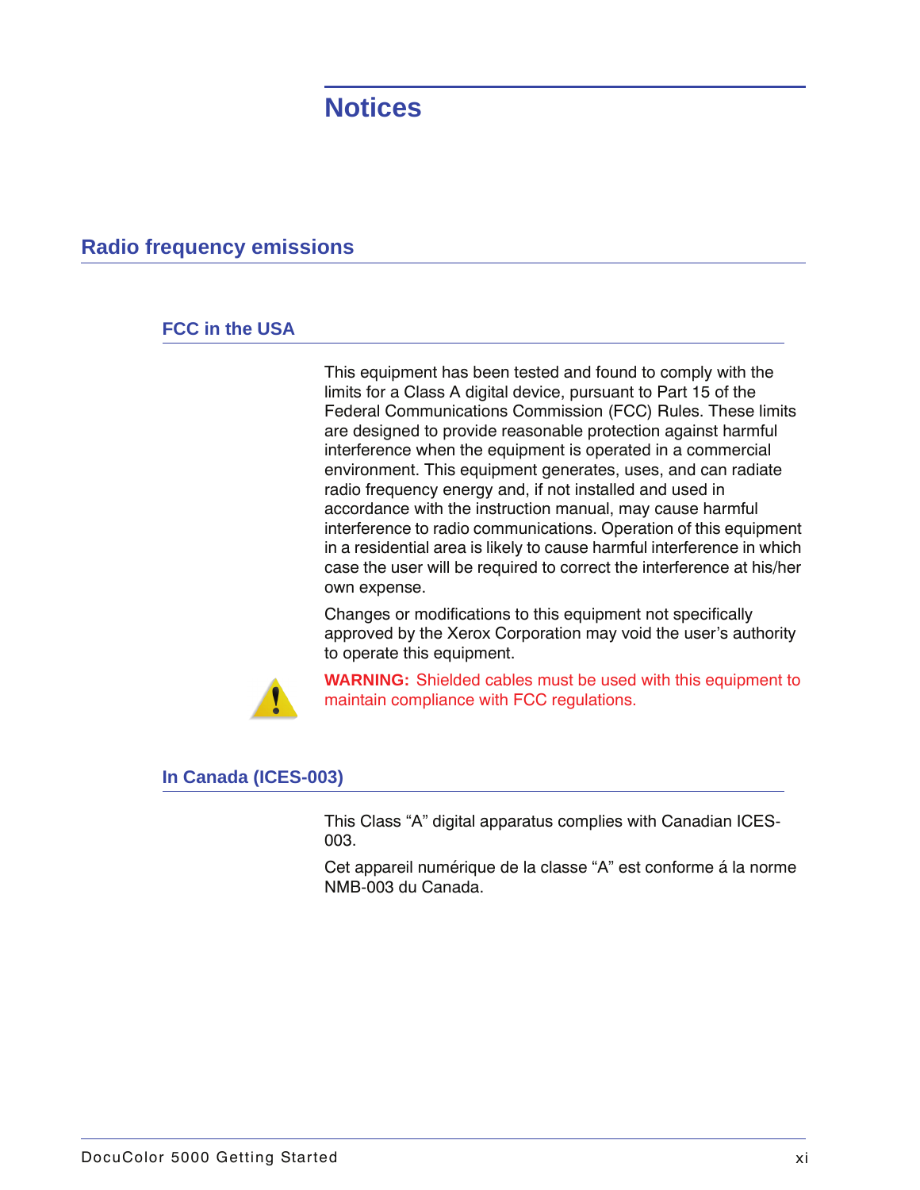# Notices

## Radio frequency emissions

### FCC in the USA

This equipment has been tested and found to comply with the limits for a Class A digital device, pursuant to Part 15 of the Federal Communications Commission (FCC) Rules. These limits are designed to provide reasonable protection against harmful interference when the equipment is operated in a commercial environment. This equipment generates, uses, and can radiate radio frequency energy and, if not installed and used in accordance with the instruction manual, may cause harmful interference to radio communications. Operation of this equipment in a residential area is likely to cause harmful interference in which case the user will be required to correct the interference at his/her own expense.

Changes or modifications to this equipment not specifically approved by the Xerox Corporation may void the user's authority to operate this equipment.

**WARNING:** Shielded cables must be used with this equipment to maintain compliance with FCC regulations.

### In Canada (ICES-003)

This Class "A" digital apparatus complies with Canadian ICES-003.

Cet appareil numérique de la classe "A" est conforme á la norme NMB-003 du Canada.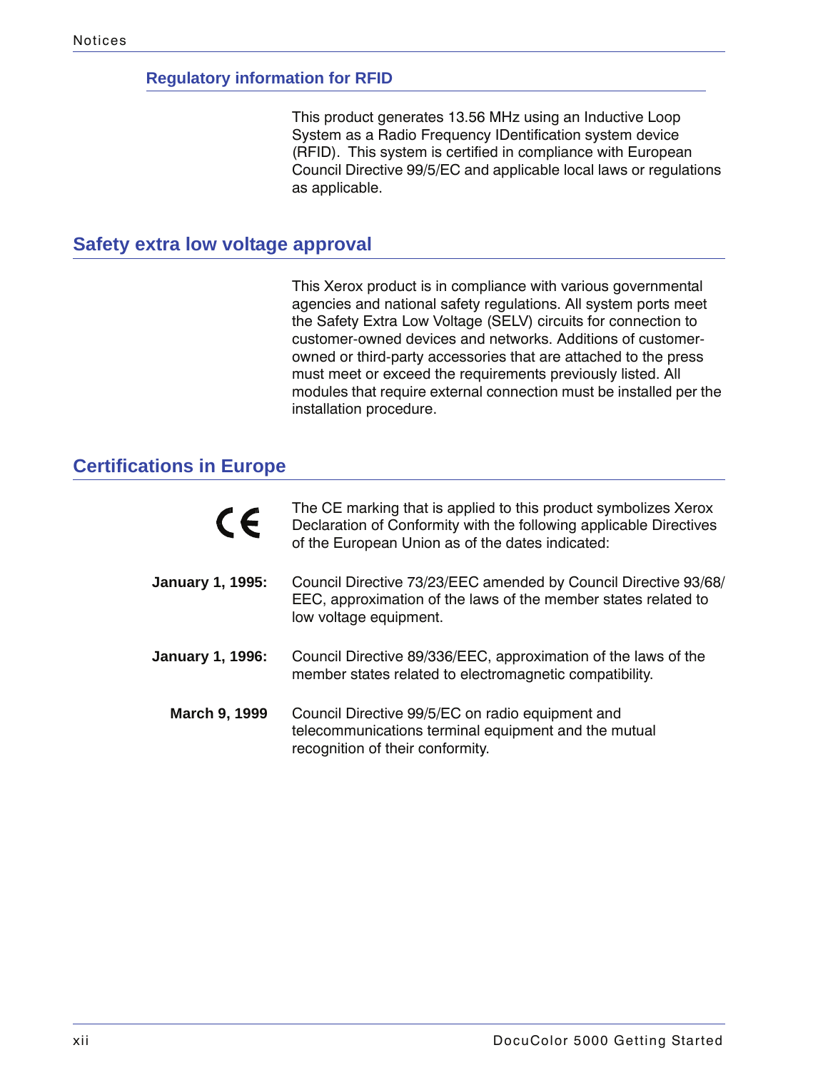## Regulatory information for RFID

This product generates 13.56 MHz using an Inductive Loop System as a Radio Frequency IDentification system device (RFID). This system is certified in compliance with European Council Directive 99/5/EC and applicable local laws or regulations as applicable.

## Safety extra low voltage approval

This Xerox product is in compliance with various governmental agencies and national safety regulations. All system ports meet the Safety Extra Low Voltage (SELV) circuits for connection to customer-owned devices and networks. Additions of customer-owned or third-party accessories that are attached to the press must meet or exceed the requirements previously listed. All modules that require external connection must be installed per the installation procedure.

## Certifications in Europe

CE

The CE marking that is applied to this product symbolizes Xerox Declaration of Conformity with the following applicable Directives of the European Union as of the dates indicated:

**January 1, 1995:** Council Directive 73/23/EEC amended by Council Directive 93/68/EEC, approximation of the laws of the member states related to low voltage equipment.

**January 1, 1996:** Council Directive 89/336/EEC, approximation of the laws of the member states related to electromagnetic compatibility.

**March 9, 1999** Council Directive 99/5/EC on radio equipment and telecommunications terminal equipment and the mutual recognition of their conformity.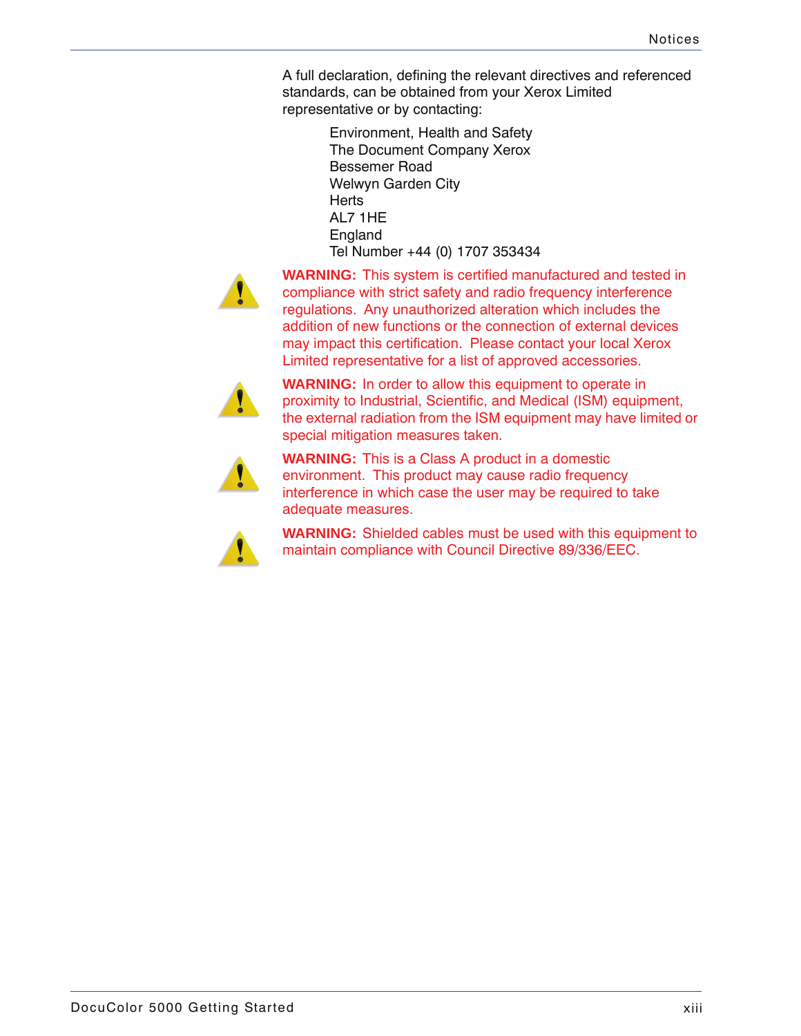A full declaration, defining the relevant directives and referenced standards, can be obtained from your Xerox Limited representative or by contacting:

Environment, Health and Safety
The Document Company Xerox
Bessemer Road
Welwyn Garden City
Herts
AL7 1HE
England
Tel Number +44 (0) 1707 353434

**WARNING:** This system is certified manufactured and tested in compliance with strict safety and radio frequency interference regulations. Any unauthorized alteration which includes the addition of new functions or the connection of external devices may impact this certification. Please contact your local Xerox Limited representative for a list of approved accessories.

**WARNING:** In order to allow this equipment to operate in proximity to Industrial, Scientific, and Medical (ISM) equipment, the external radiation from the ISM equipment may have limited or special mitigation measures taken.

**WARNING:** This is a Class A product in a domestic environment. This product may cause radio frequency interference in which case the user may be required to take adequate measures.

**WARNING:** Shielded cables must be used with this equipment to maintain compliance with Council Directive 89/336/EEC.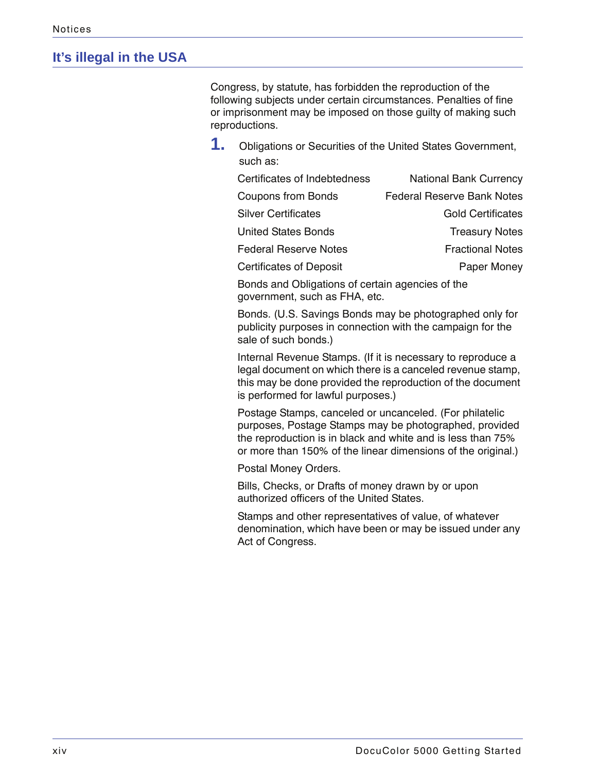## It's illegal in the USA

Congress, by statute, has forbidden the reproduction of the following subjects under certain circumstances. Penalties of fine or imprisonment may be imposed on those guilty of making such reproductions.

1. Obligations or Securities of the United States Government, such as:

   | | |
   |---|---|
   | Certificates of Indebtedness | National Bank Currency |
   | Coupons from Bonds | Federal Reserve Bank Notes |
   | Silver Certificates | Gold Certificates |
   | United States Bonds | Treasury Notes |
   | Federal Reserve Notes | Fractional Notes |
   | Certificates of Deposit | Paper Money |

   Bonds and Obligations of certain agencies of the government, such as FHA, etc.

   Bonds. (U.S. Savings Bonds may be photographed only for publicity purposes in connection with the campaign for the sale of such bonds.)

   Internal Revenue Stamps. (If it is necessary to reproduce a legal document on which there is a canceled revenue stamp, this may be done provided the reproduction of the document is performed for lawful purposes.)

   Postage Stamps, canceled or uncanceled. (For philatelic purposes, Postage Stamps may be photographed, provided the reproduction is in black and white and is less than 75% or more than 150% of the linear dimensions of the original.)

   Postal Money Orders.

   Bills, Checks, or Drafts of money drawn by or upon authorized officers of the United States.

   Stamps and other representatives of value, of whatever denomination, which have been or may be issued under any Act of Congress.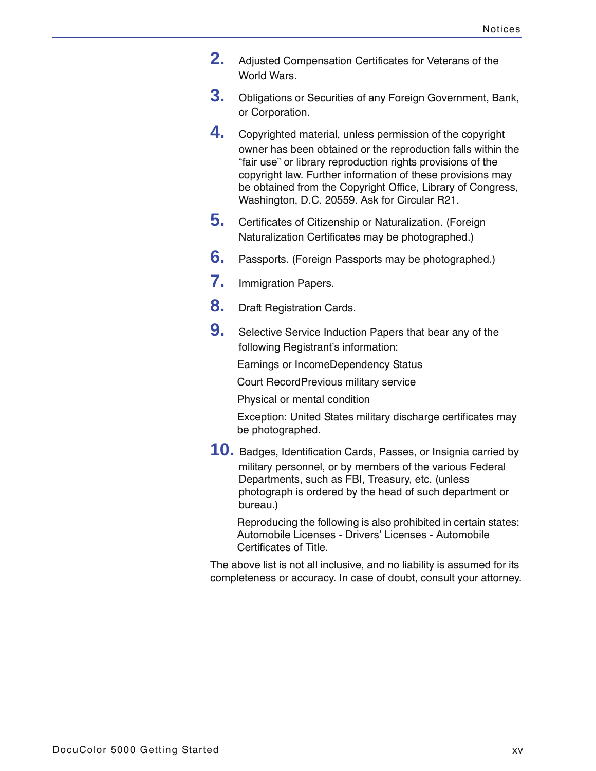2. Adjusted Compensation Certificates for Veterans of the World Wars.

3. Obligations or Securities of any Foreign Government, Bank, or Corporation.

4. Copyrighted material, unless permission of the copyright owner has been obtained or the reproduction falls within the “fair use” or library reproduction rights provisions of the copyright law. Further information of these provisions may be obtained from the Copyright Office, Library of Congress, Washington, D.C. 20559. Ask for Circular R21.

5. Certificates of Citizenship or Naturalization. (Foreign Naturalization Certificates may be photographed.)

6. Passports. (Foreign Passports may be photographed.)

7. Immigration Papers.

8. Draft Registration Cards.

9. Selective Service Induction Papers that bear any of the following Registrant’s information:

   Earnings or IncomeDependency Status

   Court RecordPrevious military service

   Physical or mental condition

   Exception: United States military discharge certificates may be photographed.

10. Badges, Identification Cards, Passes, or Insignia carried by military personnel, or by members of the various Federal Departments, such as FBI, Treasury, etc. (unless photograph is ordered by the head of such department or bureau.)

    Reproducing the following is also prohibited in certain states: Automobile Licenses - Drivers’ Licenses - Automobile Certificates of Title.

The above list is not all inclusive, and no liability is assumed for its completeness or accuracy. In case of doubt, consult your attorney.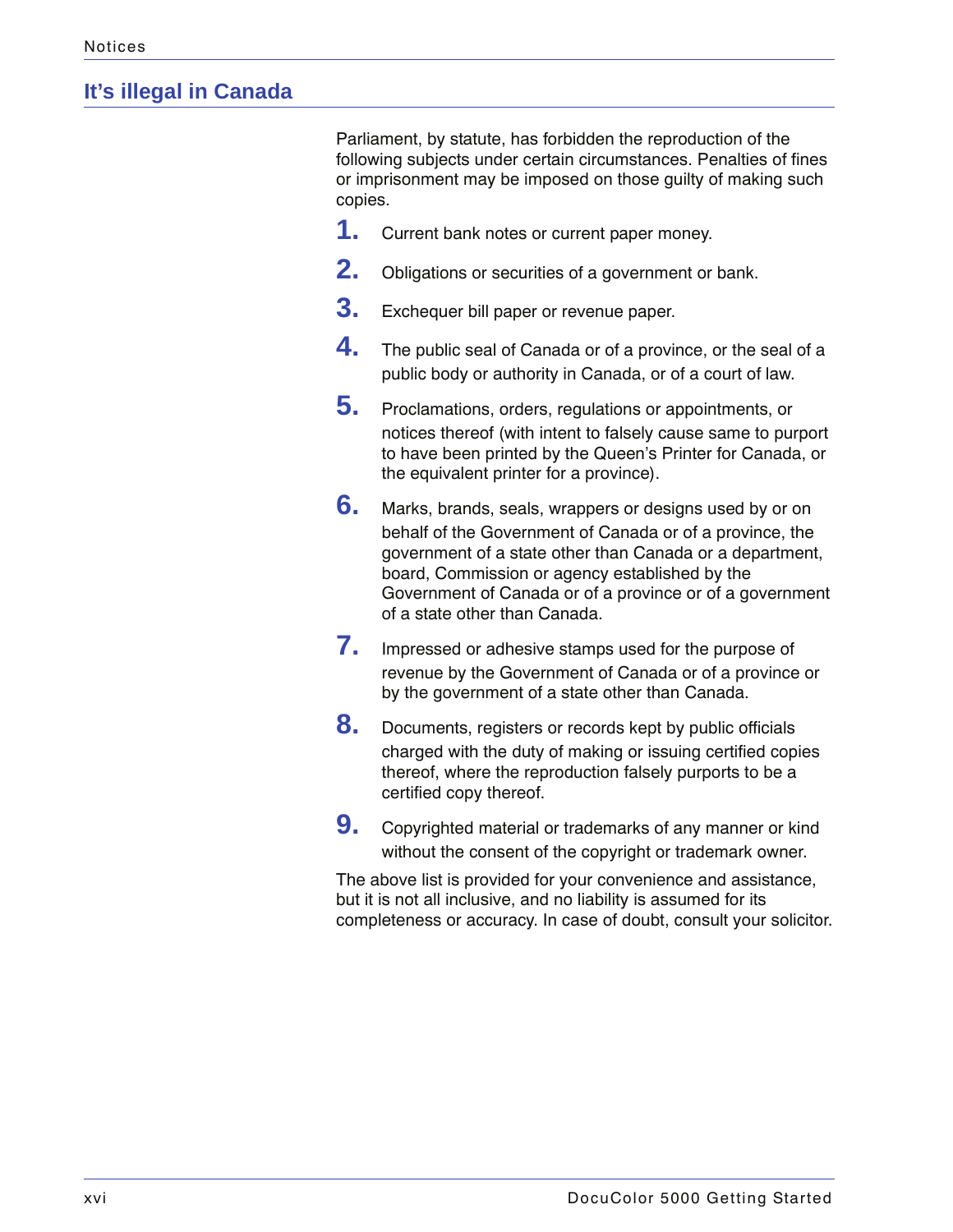## It's illegal in Canada

Parliament, by statute, has forbidden the reproduction of the following subjects under certain circumstances. Penalties of fines or imprisonment may be imposed on those guilty of making such copies.

1. Current bank notes or current paper money.
2. Obligations or securities of a government or bank.
3. Exchequer bill paper or revenue paper.
4. The public seal of Canada or of a province, or the seal of a public body or authority in Canada, or of a court of law.
5. Proclamations, orders, regulations or appointments, or notices thereof (with intent to falsely cause same to purport to have been printed by the Queen's Printer for Canada, or the equivalent printer for a province).
6. Marks, brands, seals, wrappers or designs used by or on behalf of the Government of Canada or of a province, the government of a state other than Canada or a department, board, Commission or agency established by the Government of Canada or of a province or of a government of a state other than Canada.
7. Impressed or adhesive stamps used for the purpose of revenue by the Government of Canada or of a province or by the government of a state other than Canada.
8. Documents, registers or records kept by public officials charged with the duty of making or issuing certified copies thereof, where the reproduction falsely purports to be a certified copy thereof.
9. Copyrighted material or trademarks of any manner or kind without the consent of the copyright or trademark owner.

The above list is provided for your convenience and assistance, but it is not all inclusive, and no liability is assumed for its completeness or accuracy. In case of doubt, consult your solicitor.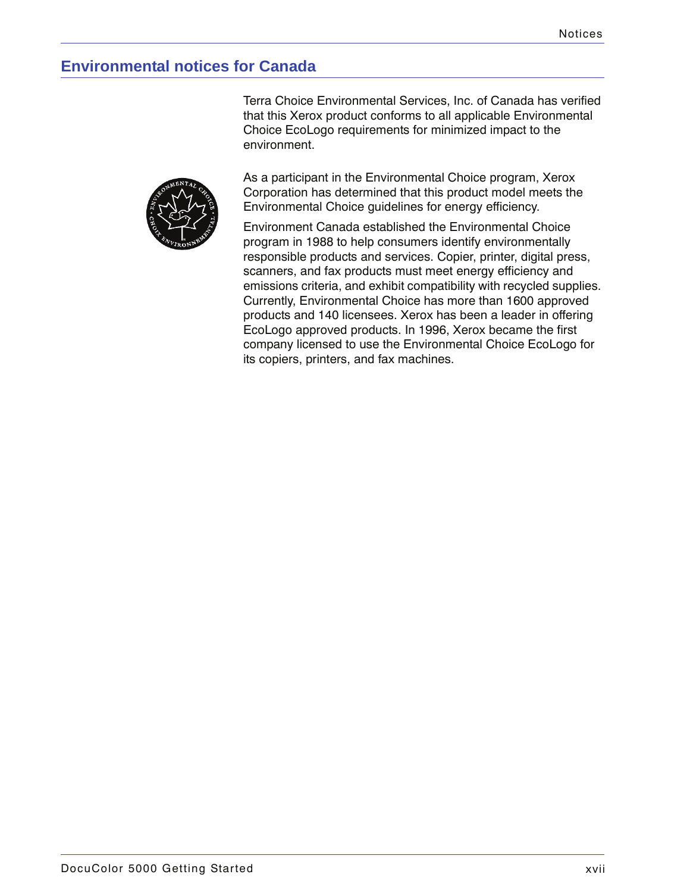## Environmental notices for Canada

Terra Choice Environmental Services, Inc. of Canada has verified that this Xerox product conforms to all applicable Environmental Choice EcoLogo requirements for minimized impact to the environment.

As a participant in the Environmental Choice program, Xerox Corporation has determined that this product model meets the Environmental Choice guidelines for energy efficiency.

Environment Canada established the Environmental Choice program in 1988 to help consumers identify environmentally responsible products and services. Copier, printer, digital press, scanners, and fax products must meet energy efficiency and emissions criteria, and exhibit compatibility with recycled supplies. Currently, Environmental Choice has more than 1600 approved products and 140 licensees. Xerox has been a leader in offering EcoLogo approved products. In 1996, Xerox became the first company licensed to use the Environmental Choice EcoLogo for its copiers, printers, and fax machines.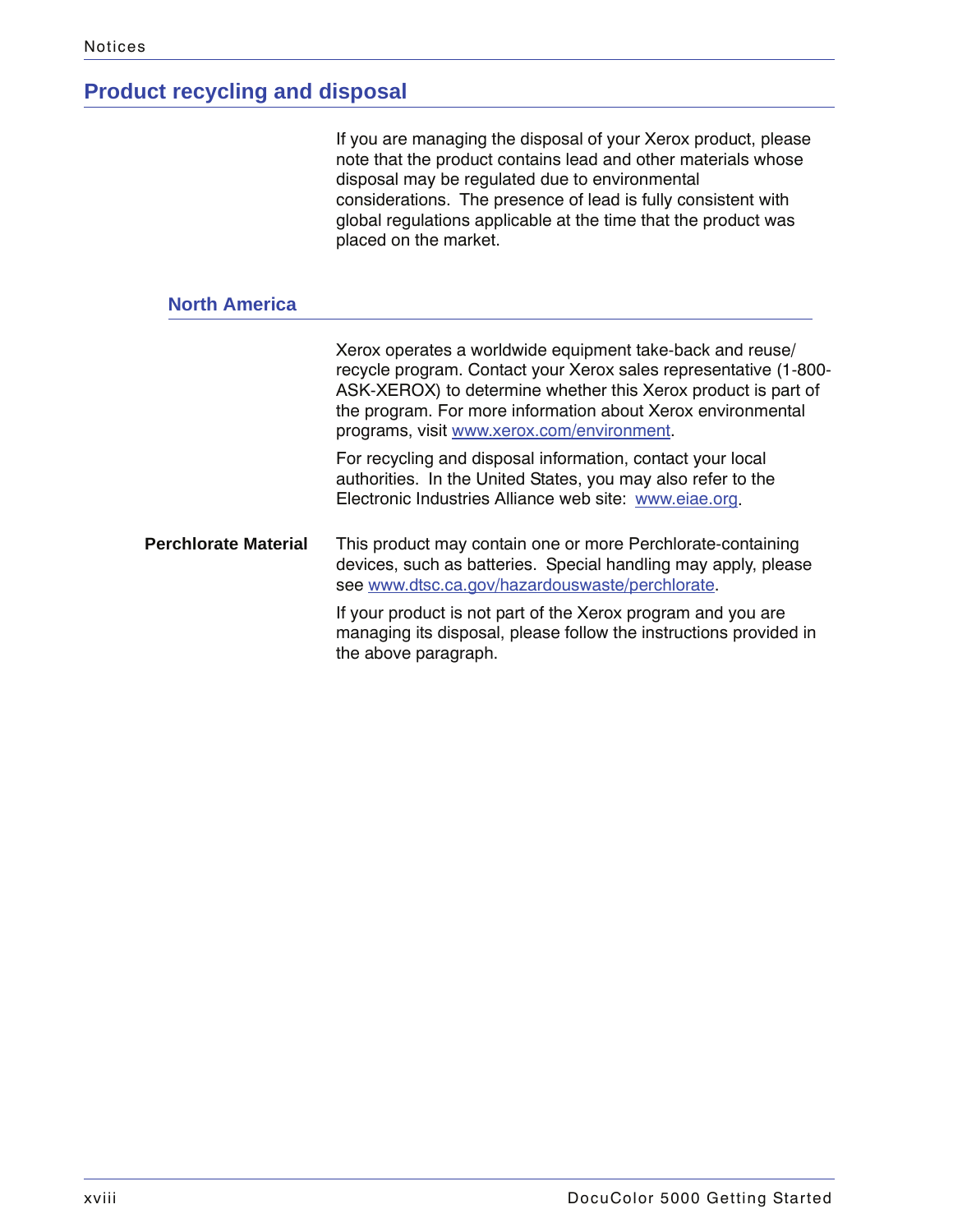## Product recycling and disposal

If you are managing the disposal of your Xerox product, please note that the product contains lead and other materials whose disposal may be regulated due to environmental considerations. The presence of lead is fully consistent with global regulations applicable at the time that the product was placed on the market.

### North America

Xerox operates a worldwide equipment take-back and reuse/recycle program. Contact your Xerox sales representative (1-800-ASK-XEROX) to determine whether this Xerox product is part of the program. For more information about Xerox environmental programs, visit www.xerox.com/environment.

For recycling and disposal information, contact your local authorities. In the United States, you may also refer to the Electronic Industries Alliance web site: www.eiae.org.

**Perchlorate Material**

This product may contain one or more Perchlorate-containing devices, such as batteries. Special handling may apply, please see www.dtsc.ca.gov/hazardouswaste/perchlorate.

If your product is not part of the Xerox program and you are managing its disposal, please follow the instructions provided in the above paragraph.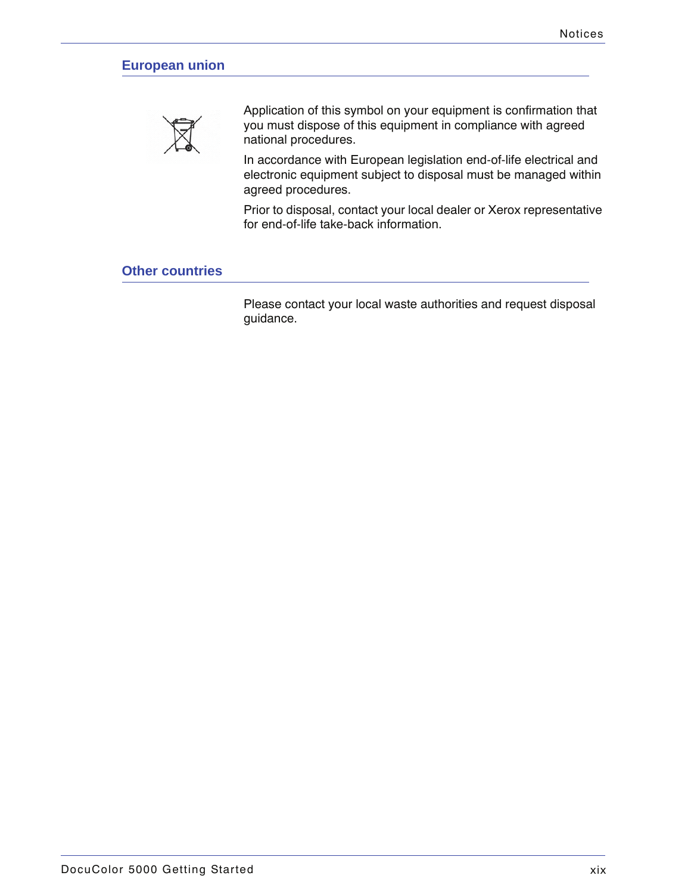## European union

Application of this symbol on your equipment is confirmation that you must dispose of this equipment in compliance with agreed national procedures.

In accordance with European legislation end-of-life electrical and electronic equipment subject to disposal must be managed within agreed procedures.

Prior to disposal, contact your local dealer or Xerox representative for end-of-life take-back information.

## Other countries

Please contact your local waste authorities and request disposal guidance.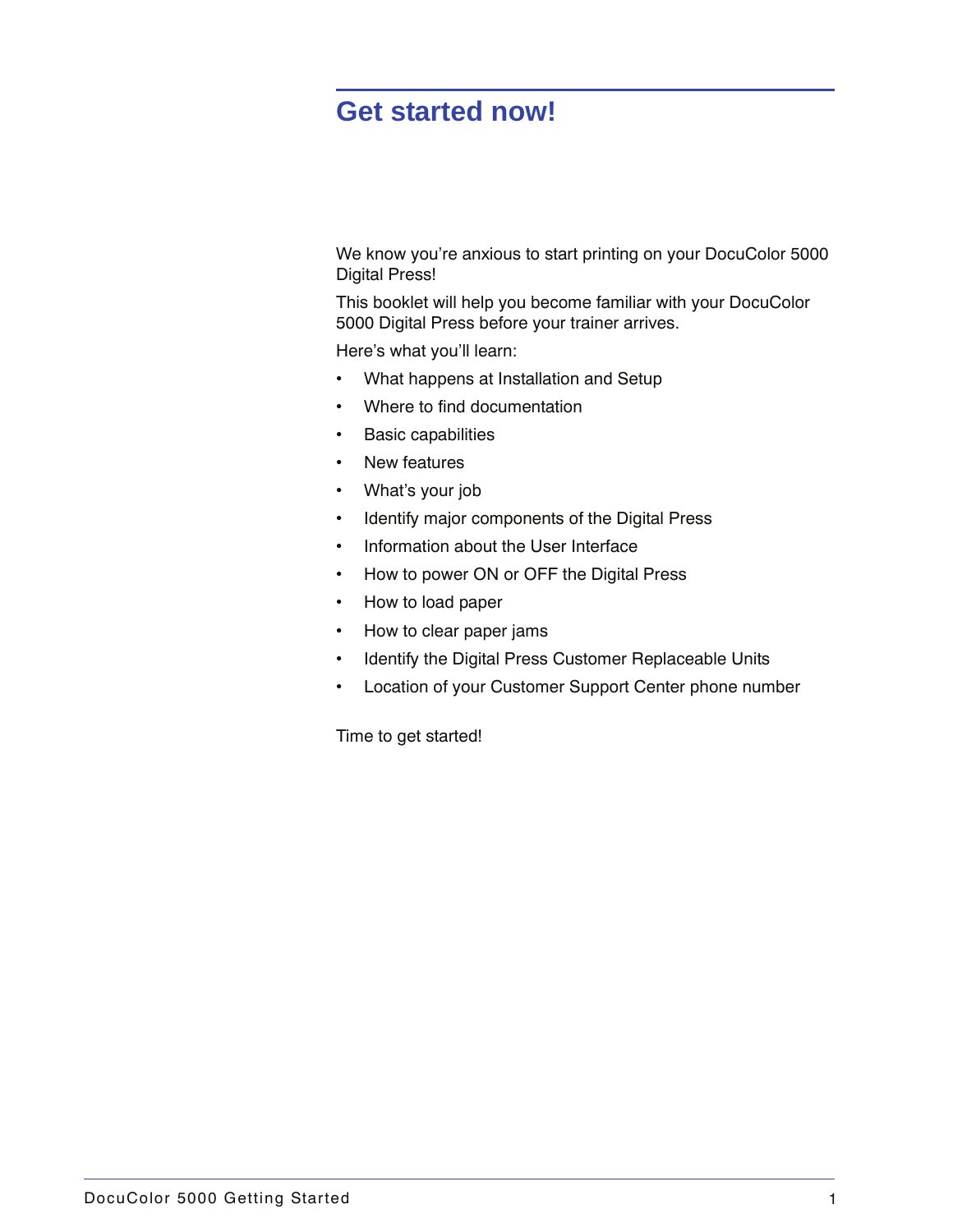# Get started now!

We know you’re anxious to start printing on your DocuColor 5000 Digital Press!

This booklet will help you become familiar with your DocuColor 5000 Digital Press before your trainer arrives.

Here’s what you’ll learn:

- What happens at Installation and Setup
- Where to find documentation
- Basic capabilities
- New features
- What’s your job
- Identify major components of the Digital Press
- Information about the User Interface
- How to power ON or OFF the Digital Press
- How to load paper
- How to clear paper jams
- Identify the Digital Press Customer Replaceable Units
- Location of your Customer Support Center phone number

Time to get started!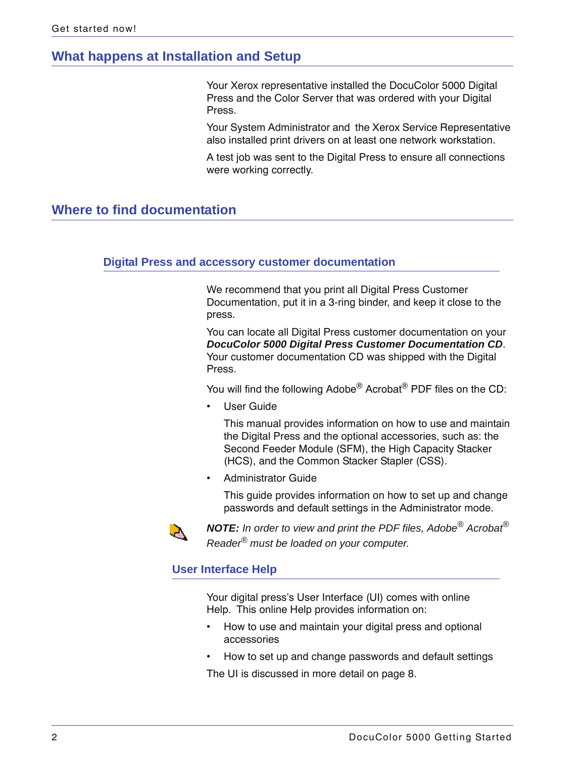## What happens at Installation and Setup

Your Xerox representative installed the DocuColor 5000 Digital Press and the Color Server that was ordered with your Digital Press.

Your System Administrator and the Xerox Service Representative also installed print drivers on at least one network workstation.

A test job was sent to the Digital Press to ensure all connections were working correctly.

## Where to find documentation

### Digital Press and accessory customer documentation

We recommend that you print all Digital Press Customer Documentation, put it in a 3-ring binder, and keep it close to the press.

You can locate all Digital Press customer documentation on your ***DocuColor 5000 Digital Press Customer Documentation CD***. Your customer documentation CD was shipped with the Digital Press.

You will find the following Adobe® Acrobat® PDF files on the CD:

- User Guide

  This manual provides information on how to use and maintain the Digital Press and the optional accessories, such as: the Second Feeder Module (SFM), the High Capacity Stacker (HCS), and the Common Stacker Stapler (CSS).

- Administrator Guide

  This guide provides information on how to set up and change passwords and default settings in the Administrator mode.

***NOTE:*** *In order to view and print the PDF files, Adobe® Acrobat® Reader® must be loaded on your computer.*

### User Interface Help

Your digital press's User Interface (UI) comes with online Help. This online Help provides information on:

- How to use and maintain your digital press and optional accessories
- How to set up and change passwords and default settings

The UI is discussed in more detail on page 8.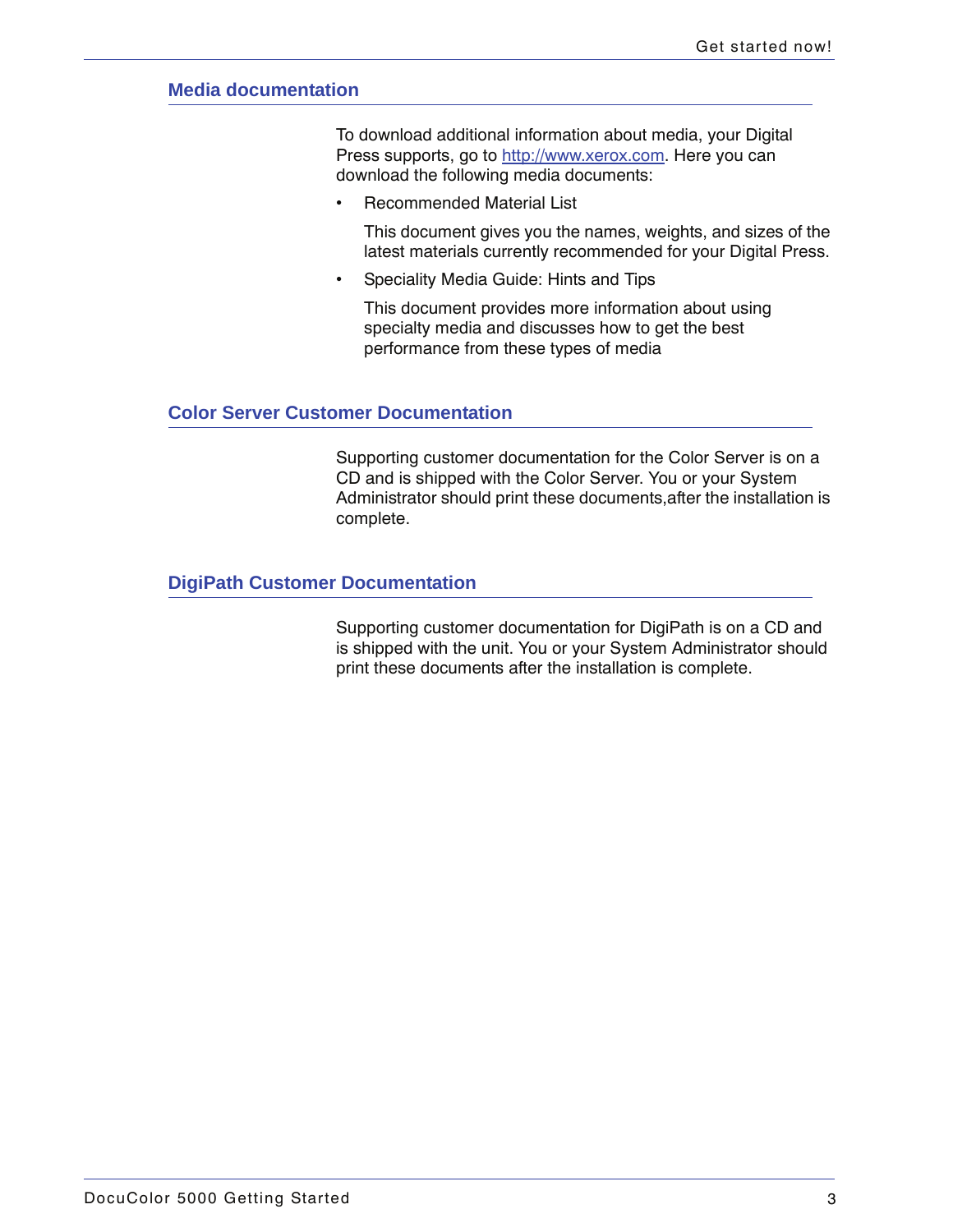## Media documentation

To download additional information about media, your Digital Press supports, go to http://www.xerox.com. Here you can download the following media documents:

- Recommended Material List

  This document gives you the names, weights, and sizes of the latest materials currently recommended for your Digital Press.

- Speciality Media Guide: Hints and Tips

  This document provides more information about using specialty media and discusses how to get the best performance from these types of media

## Color Server Customer Documentation

Supporting customer documentation for the Color Server is on a CD and is shipped with the Color Server. You or your System Administrator should print these documents,after the installation is complete.

## DigiPath Customer Documentation

Supporting customer documentation for DigiPath is on a CD and is shipped with the unit. You or your System Administrator should print these documents after the installation is complete.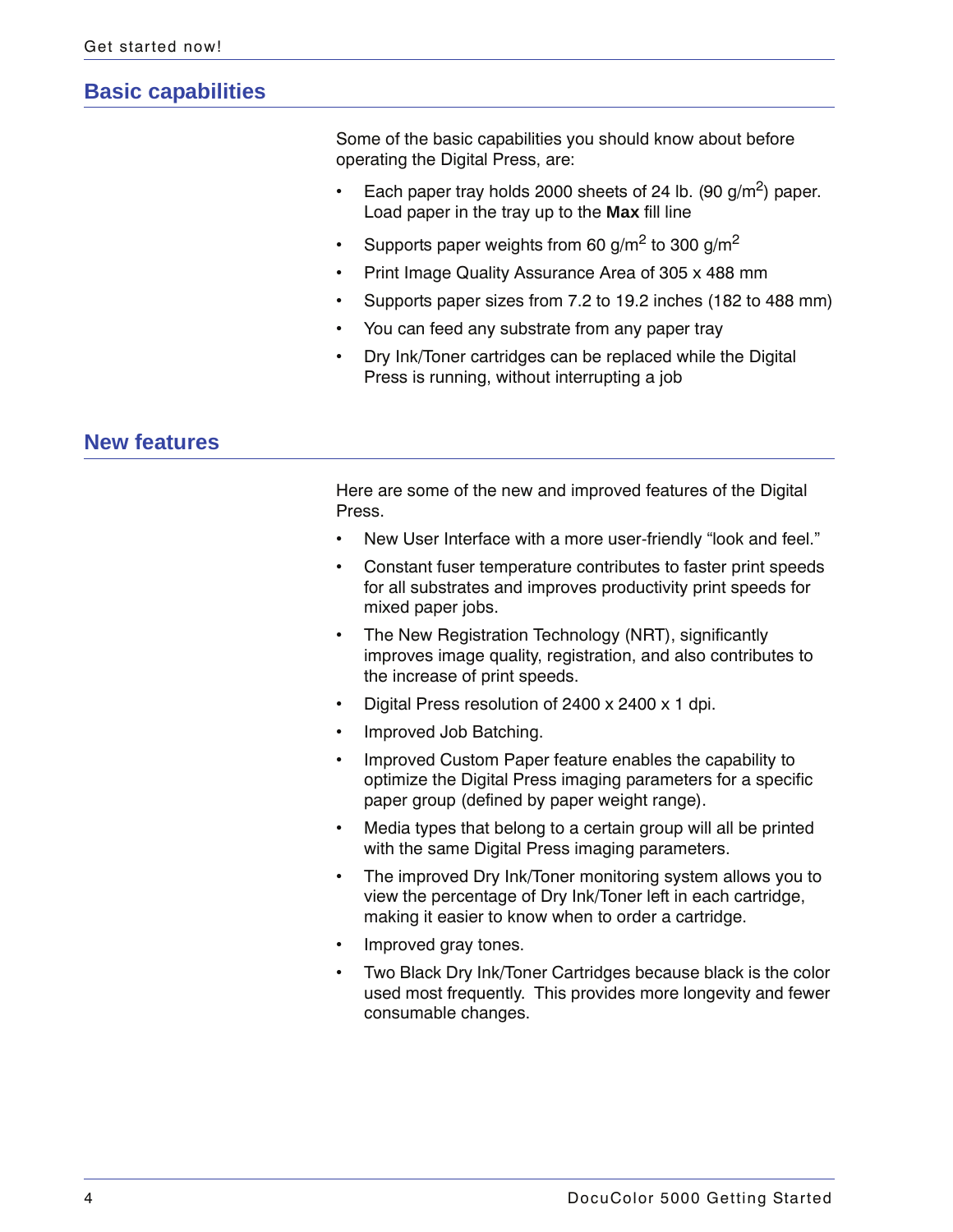## Basic capabilities

Some of the basic capabilities you should know about before operating the Digital Press, are:

- Each paper tray holds 2000 sheets of 24 lb. (90 g/$m^2$) paper. Load paper in the tray up to the **Max** fill line
- Supports paper weights from 60 g/$m^2$ to 300 g/$m^2$
- Print Image Quality Assurance Area of 305 x 488 mm
- Supports paper sizes from 7.2 to 19.2 inches (182 to 488 mm)
- You can feed any substrate from any paper tray
- Dry Ink/Toner cartridges can be replaced while the Digital Press is running, without interrupting a job

## New features

Here are some of the new and improved features of the Digital Press.

- New User Interface with a more user-friendly "look and feel."
- Constant fuser temperature contributes to faster print speeds for all substrates and improves productivity print speeds for mixed paper jobs.
- The New Registration Technology (NRT), significantly improves image quality, registration, and also contributes to the increase of print speeds.
- Digital Press resolution of 2400 x 2400 x 1 dpi.
- Improved Job Batching.
- Improved Custom Paper feature enables the capability to optimize the Digital Press imaging parameters for a specific paper group (defined by paper weight range).
- Media types that belong to a certain group will all be printed with the same Digital Press imaging parameters.
- The improved Dry Ink/Toner monitoring system allows you to view the percentage of Dry Ink/Toner left in each cartridge, making it easier to know when to order a cartridge.
- Improved gray tones.
- Two Black Dry Ink/Toner Cartridges because black is the color used most frequently. This provides more longevity and fewer consumable changes.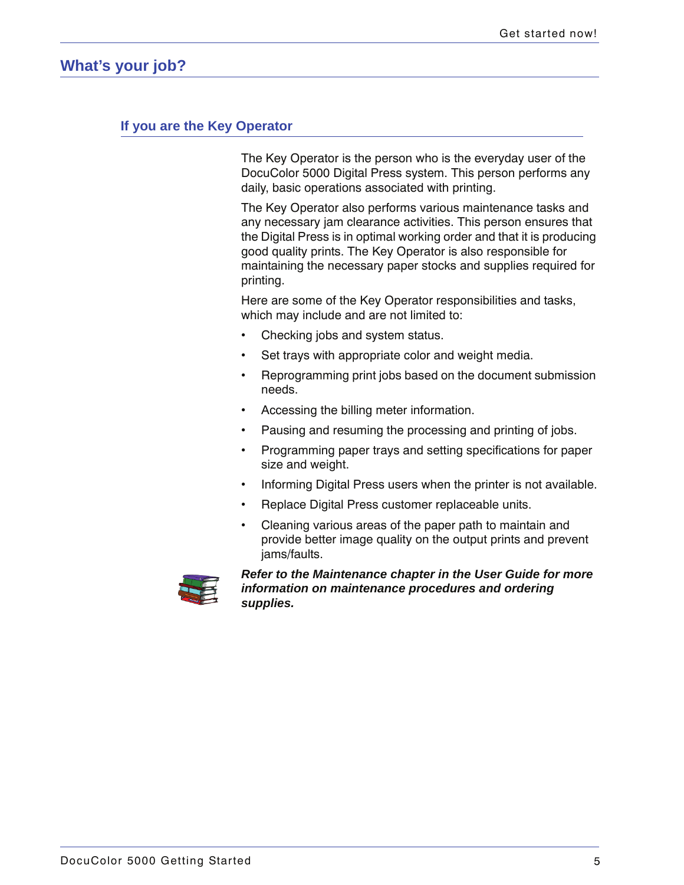## What's your job?

### If you are the Key Operator

The Key Operator is the person who is the everyday user of the DocuColor 5000 Digital Press system. This person performs any daily, basic operations associated with printing.

The Key Operator also performs various maintenance tasks and any necessary jam clearance activities. This person ensures that the Digital Press is in optimal working order and that it is producing good quality prints. The Key Operator is also responsible for maintaining the necessary paper stocks and supplies required for printing.

Here are some of the Key Operator responsibilities and tasks, which may include and are not limited to:

- Checking jobs and system status.
- Set trays with appropriate color and weight media.
- Reprogramming print jobs based on the document submission needs.
- Accessing the billing meter information.
- Pausing and resuming the processing and printing of jobs.
- Programming paper trays and setting specifications for paper size and weight.
- Informing Digital Press users when the printer is not available.
- Replace Digital Press customer replaceable units.
- Cleaning various areas of the paper path to maintain and provide better image quality on the output prints and prevent jams/faults.

***Refer to the Maintenance chapter in the User Guide for more information on maintenance procedures and ordering supplies.***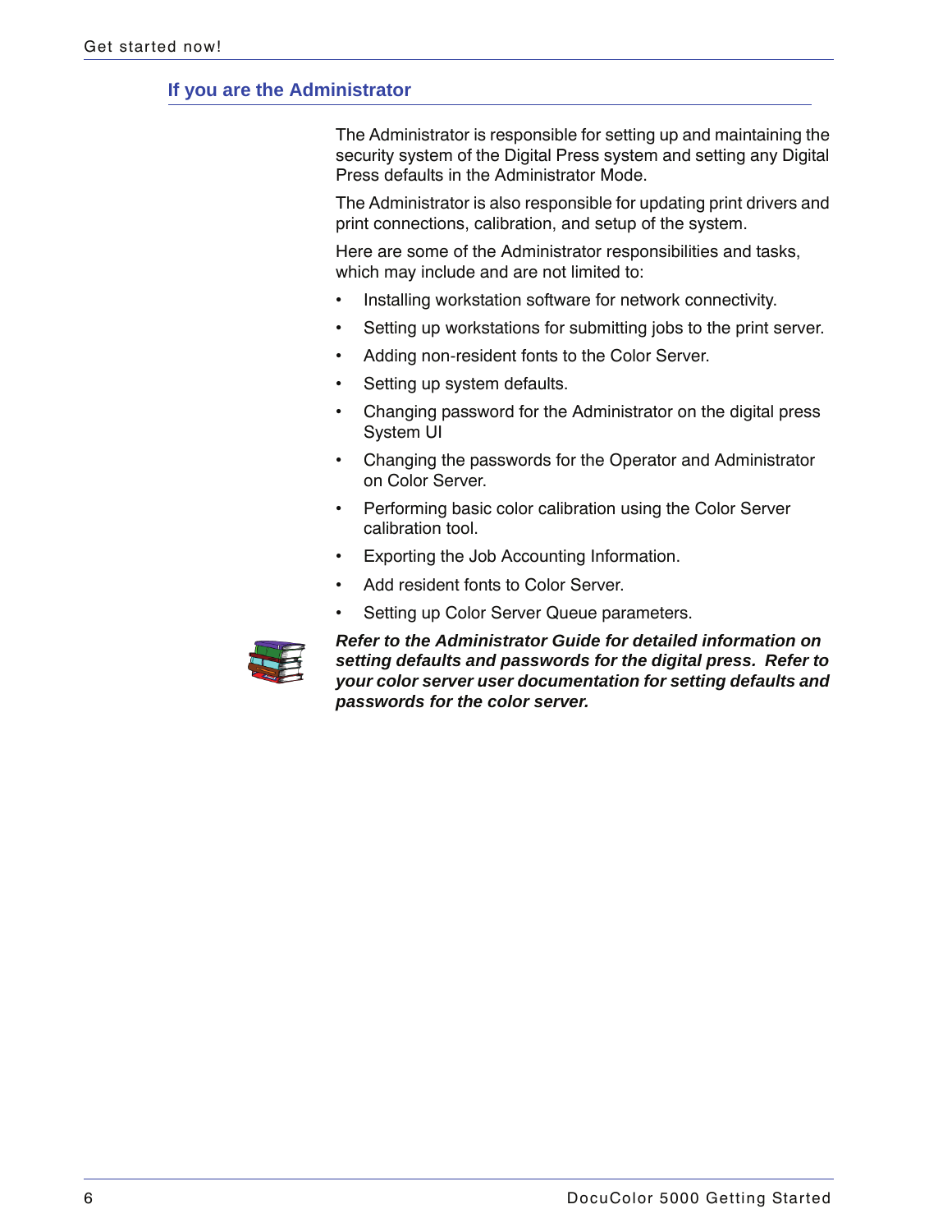## If you are the Administrator

The Administrator is responsible for setting up and maintaining the security system of the Digital Press system and setting any Digital Press defaults in the Administrator Mode.

The Administrator is also responsible for updating print drivers and print connections, calibration, and setup of the system.

Here are some of the Administrator responsibilities and tasks, which may include and are not limited to:

- Installing workstation software for network connectivity.
- Setting up workstations for submitting jobs to the print server.
- Adding non-resident fonts to the Color Server.
- Setting up system defaults.
- Changing password for the Administrator on the digital press System UI
- Changing the passwords for the Operator and Administrator on Color Server.
- Performing basic color calibration using the Color Server calibration tool.
- Exporting the Job Accounting Information.
- Add resident fonts to Color Server.
- Setting up Color Server Queue parameters.

***Refer to the Administrator Guide for detailed information on setting defaults and passwords for the digital press. Refer to your color server user documentation for setting defaults and passwords for the color server.***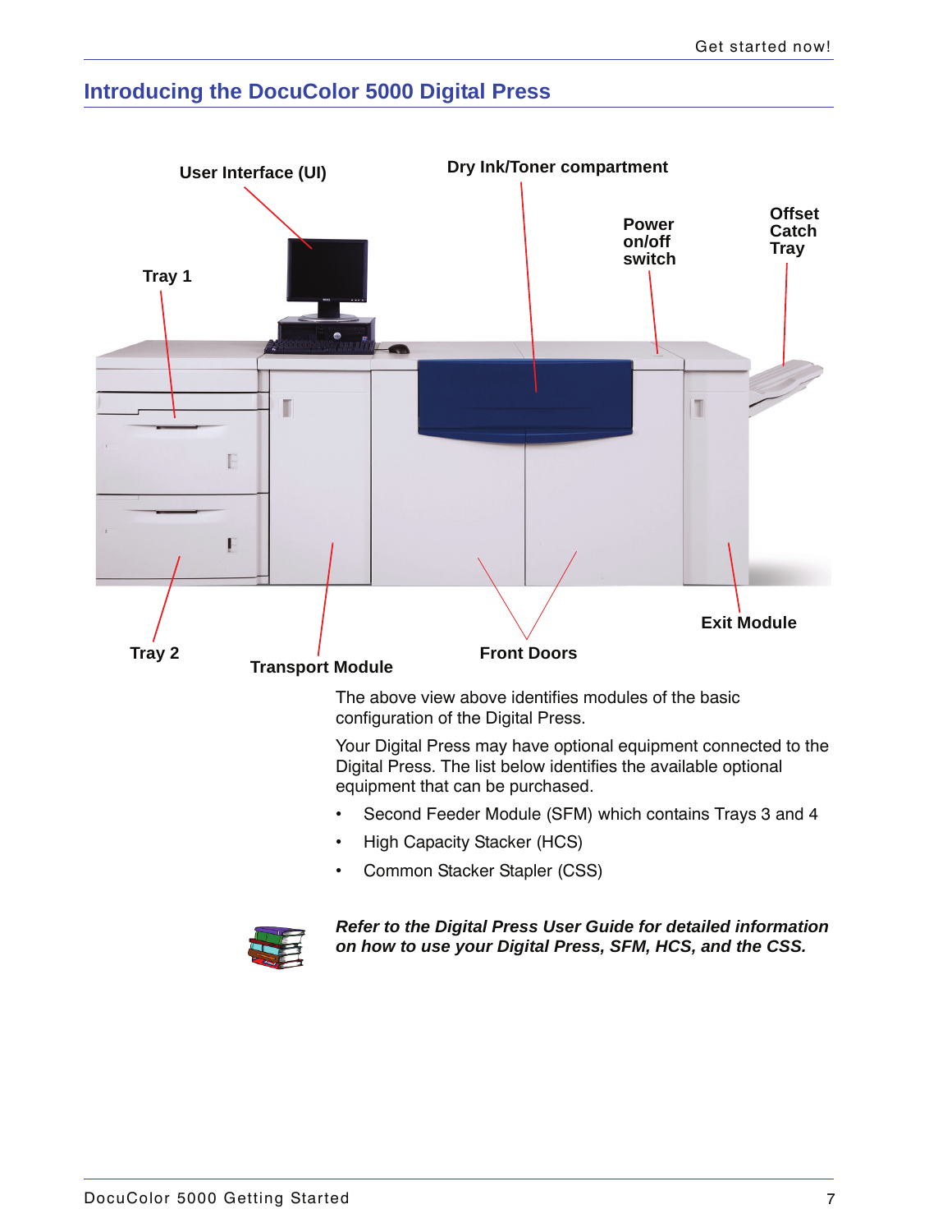## Introducing the DocuColor 5000 Digital Press

User Interface (UI)

Dry Ink/Toner compartment

Power on/off switch

Offset Catch Tray

Tray 1

Tray 2

Transport Module

Front Doors

Exit Module

The above view above identifies modules of the basic configuration of the Digital Press.

Your Digital Press may have optional equipment connected to the Digital Press. The list below identifies the available optional equipment that can be purchased.

- Second Feeder Module (SFM) which contains Trays 3 and 4
- High Capacity Stacker (HCS)
- Common Stacker Stapler (CSS)

***Refer to the Digital Press User Guide for detailed information on how to use your Digital Press, SFM, HCS, and the CSS.***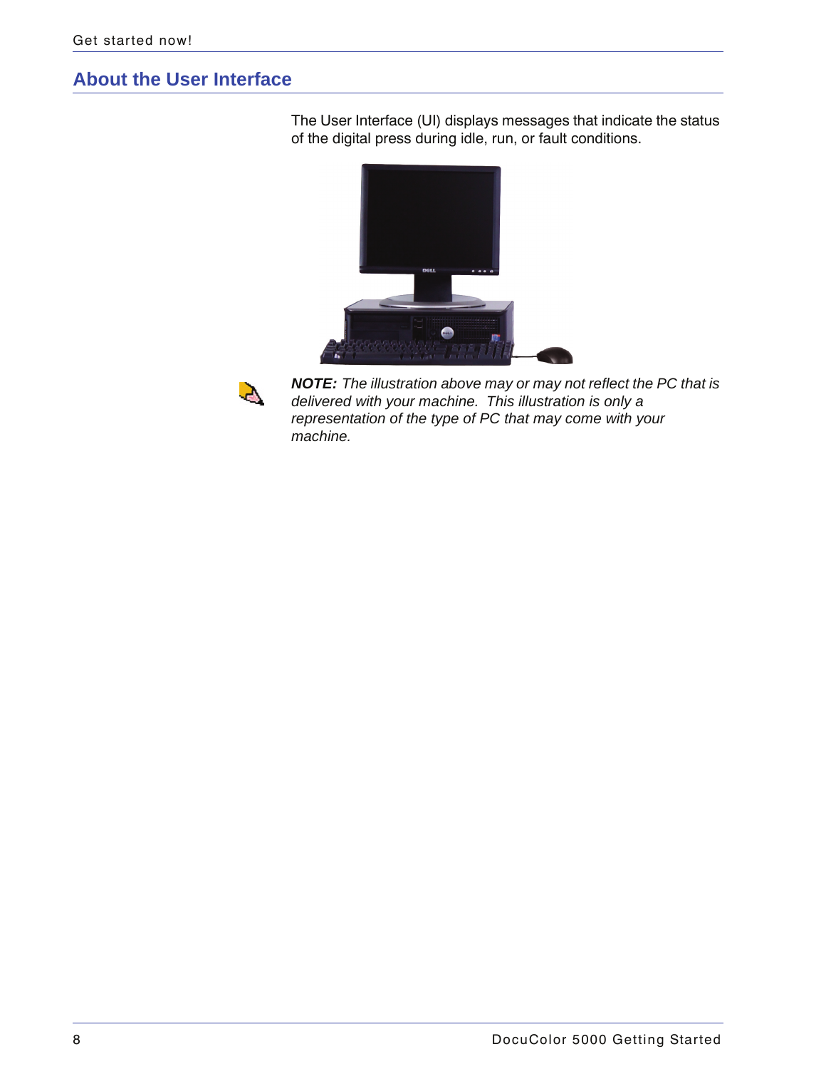## About the User Interface

The User Interface (UI) displays messages that indicate the status of the digital press during idle, run, or fault conditions.

***NOTE:*** *The illustration above may or may not reflect the PC that is delivered with your machine. This illustration is only a representation of the type of PC that may come with your machine.*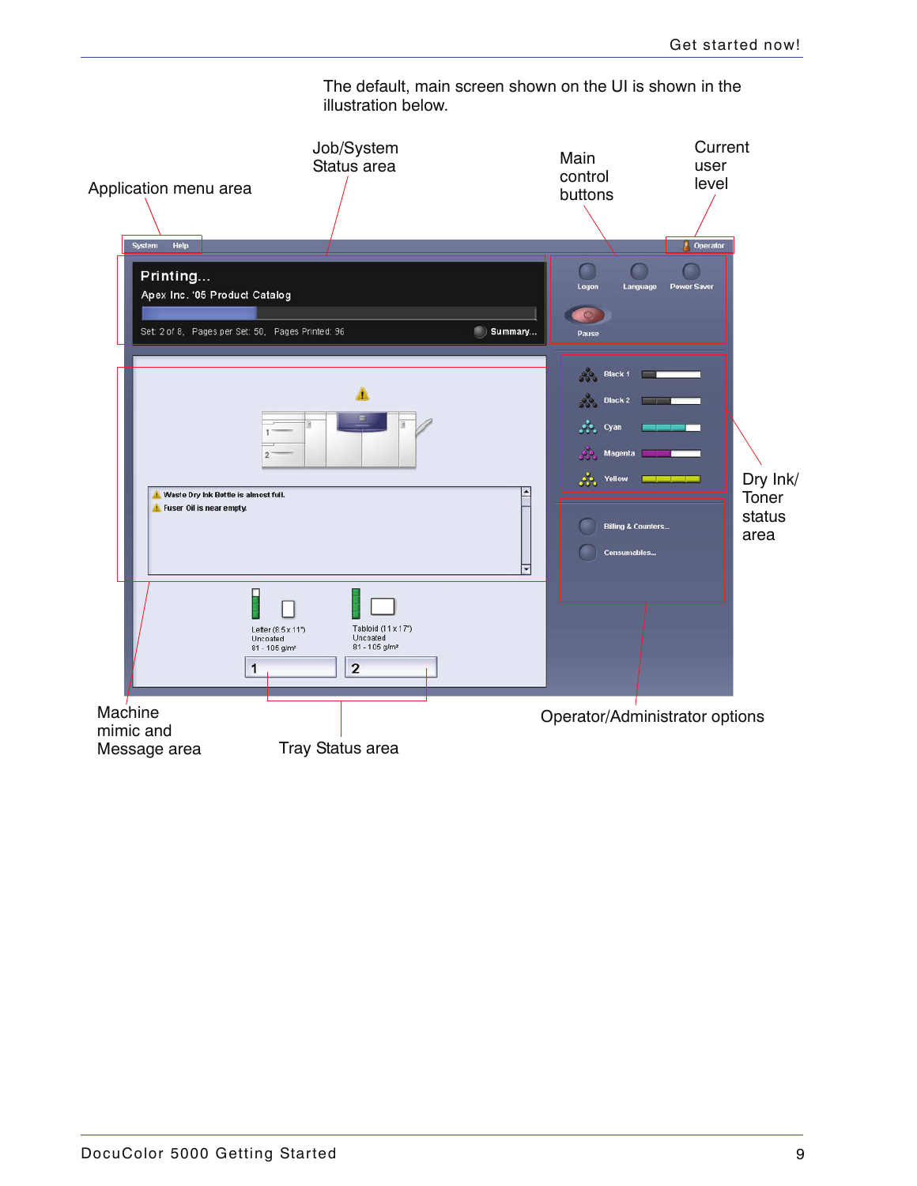The default, main screen shown on the UI is shown in the illustration below.

Application menu area

Job/System Status area

Main control buttons

Current user level

Dry Ink/ Toner status area

Machine mimic and Message area

Tray Status area

Operator/Administrator options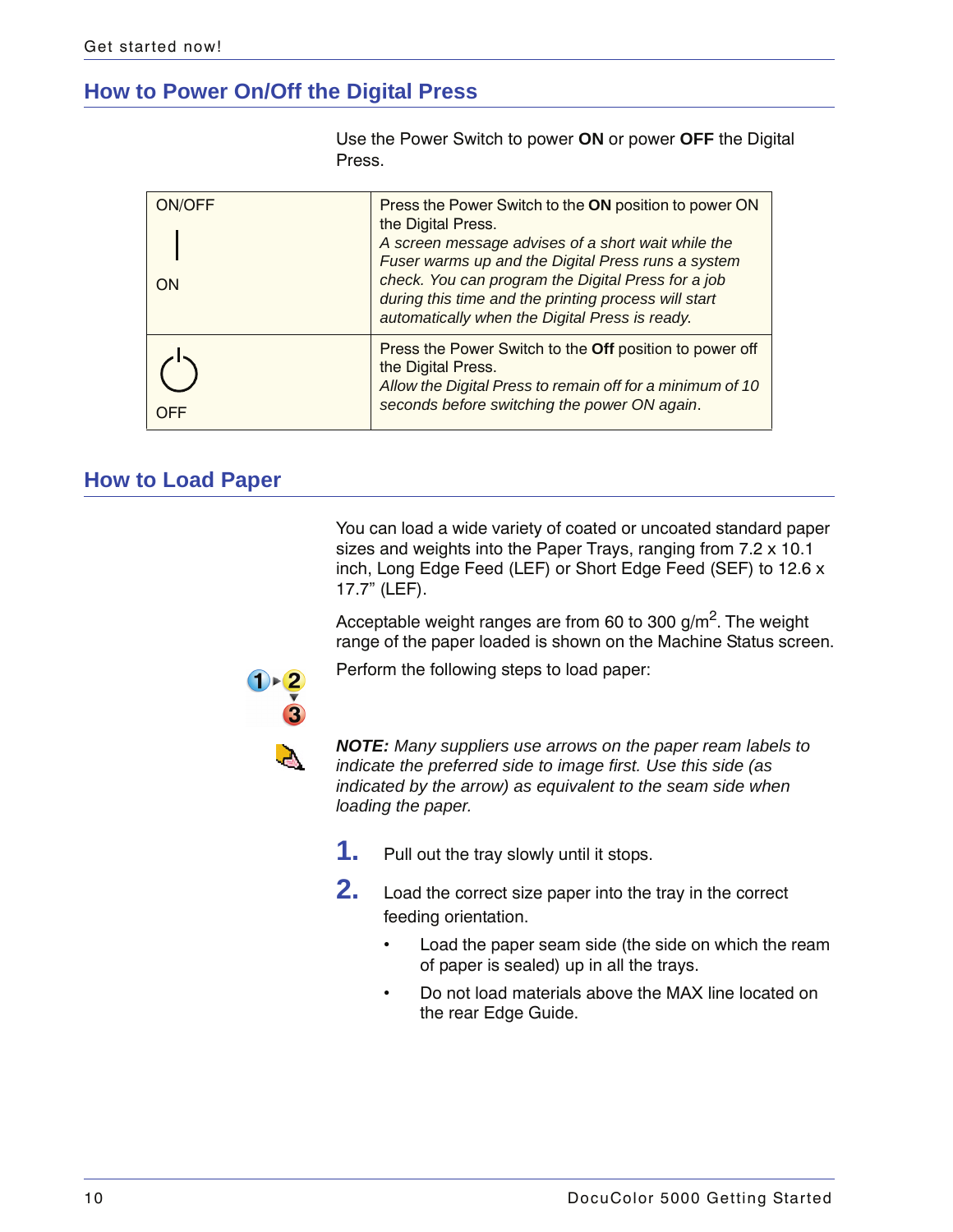## How to Power On/Off the Digital Press

Use the Power Switch to power **ON** or power **OFF** the Digital Press.

| ON/OFF | |
|---|---|
| \| ON | Press the Power Switch to the **ON** position to power ON the Digital Press. *A screen message advises of a short wait while the Fuser warms up and the Digital Press runs a system check. You can program the Digital Press for a job during this time and the printing process will start automatically when the Digital Press is ready.* |
| ⏻ OFF | Press the Power Switch to the **Off** position to power off the Digital Press. *Allow the Digital Press to remain off for a minimum of 10 seconds before switching the power ON again.* |

## How to Load Paper

You can load a wide variety of coated or uncoated standard paper sizes and weights into the Paper Trays, ranging from 7.2 x 10.1 inch, Long Edge Feed (LEF) or Short Edge Feed (SEF) to 12.6 x 17.7" (LEF).

Acceptable weight ranges are from 60 to 300 g/m$^2$. The weight range of the paper loaded is shown on the Machine Status screen.

Perform the following steps to load paper:

***NOTE:** Many suppliers use arrows on the paper ream labels to indicate the preferred side to image first. Use this side (as indicated by the arrow) as equivalent to the seam side when loading the paper.*

1. Pull out the tray slowly until it stops.
2. Load the correct size paper into the tray in the correct feeding orientation.
   - Load the paper seam side (the side on which the ream of paper is sealed) up in all the trays.
   - Do not load materials above the MAX line located on the rear Edge Guide.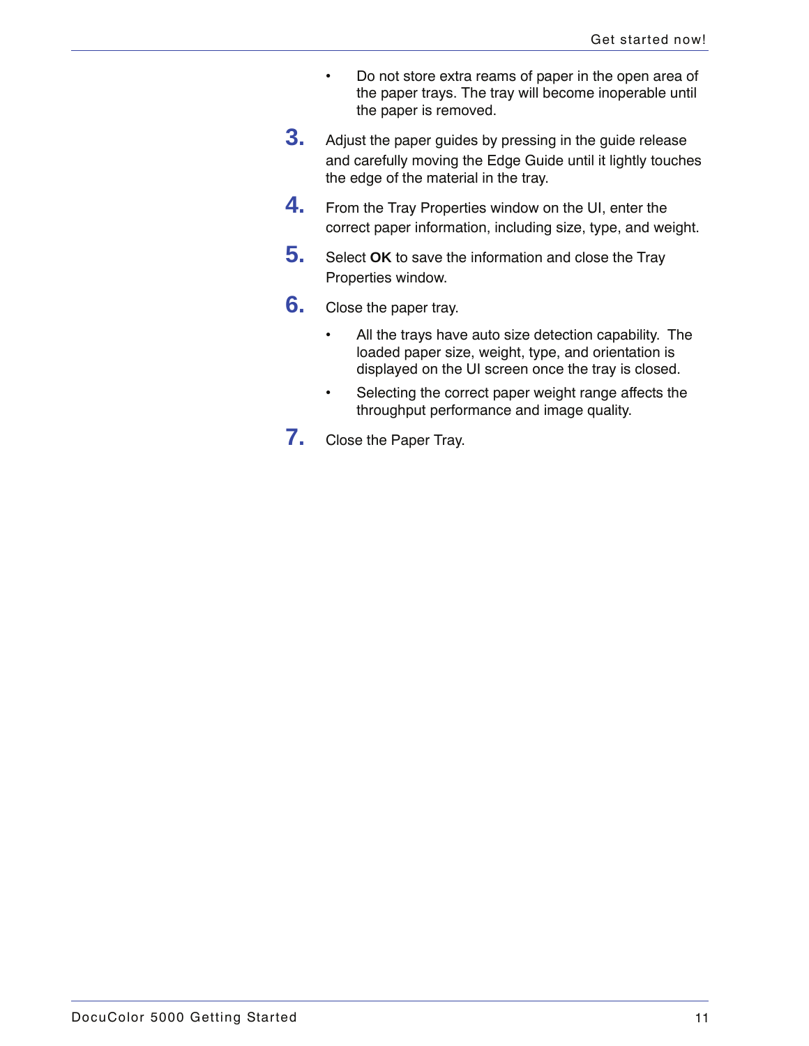- Do not store extra reams of paper in the open area of the paper trays. The tray will become inoperable until the paper is removed.

3. Adjust the paper guides by pressing in the guide release and carefully moving the Edge Guide until it lightly touches the edge of the material in the tray.
4. From the Tray Properties window on the UI, enter the correct paper information, including size, type, and weight.
5. Select **OK** to save the information and close the Tray Properties window.
6. Close the paper tray.
   - All the trays have auto size detection capability. The loaded paper size, weight, type, and orientation is displayed on the UI screen once the tray is closed.
   - Selecting the correct paper weight range affects the throughput performance and image quality.
7. Close the Paper Tray.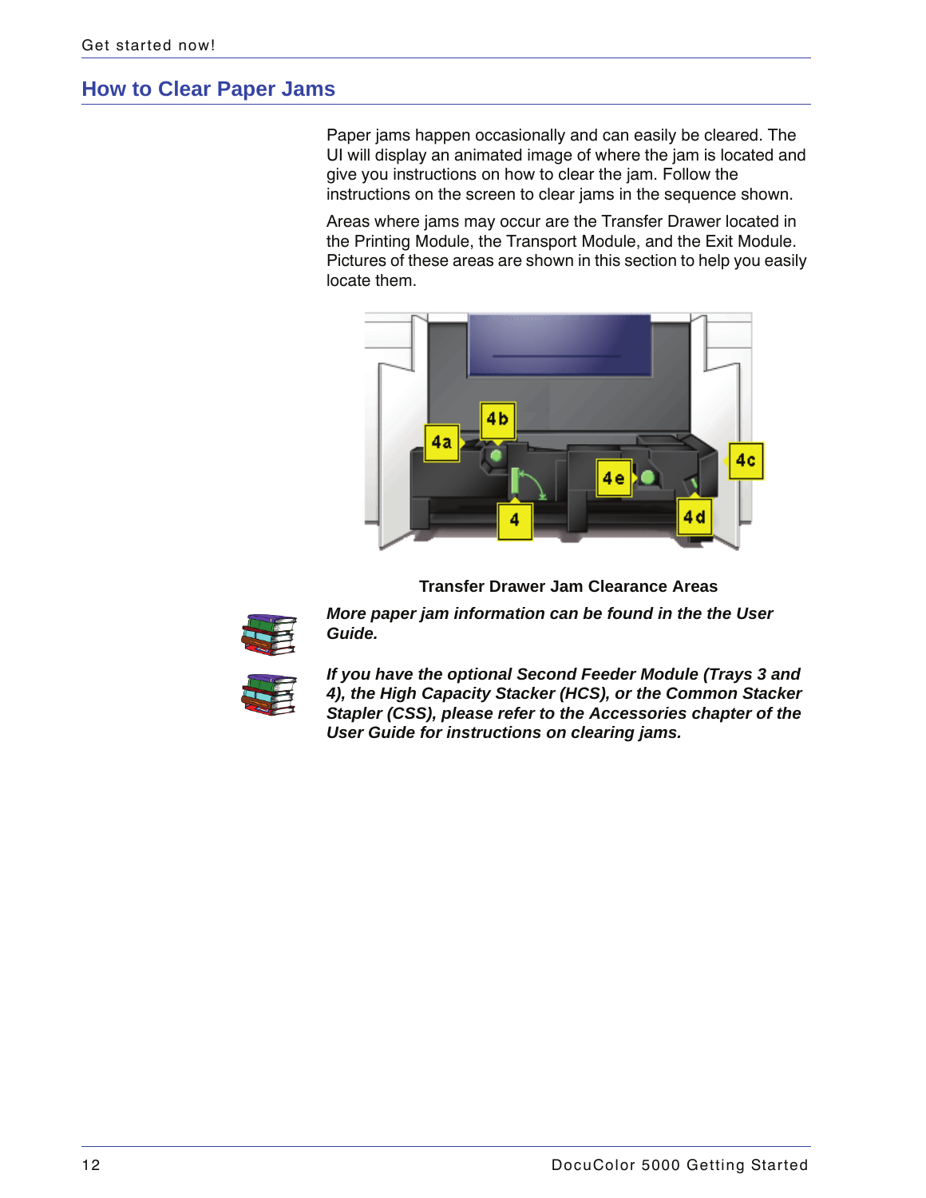## How to Clear Paper Jams

Paper jams happen occasionally and can easily be cleared. The UI will display an animated image of where the jam is located and give you instructions on how to clear the jam. Follow the instructions on the screen to clear jams in the sequence shown.

Areas where jams may occur are the Transfer Drawer located in the Printing Module, the Transport Module, and the Exit Module. Pictures of these areas are shown in this section to help you easily locate them.

**Transfer Drawer Jam Clearance Areas**

***More paper jam information can be found in the the User Guide.***

***If you have the optional Second Feeder Module (Trays 3 and 4), the High Capacity Stacker (HCS), or the Common Stacker Stapler (CSS), please refer to the Accessories chapter of the User Guide for instructions on clearing jams.***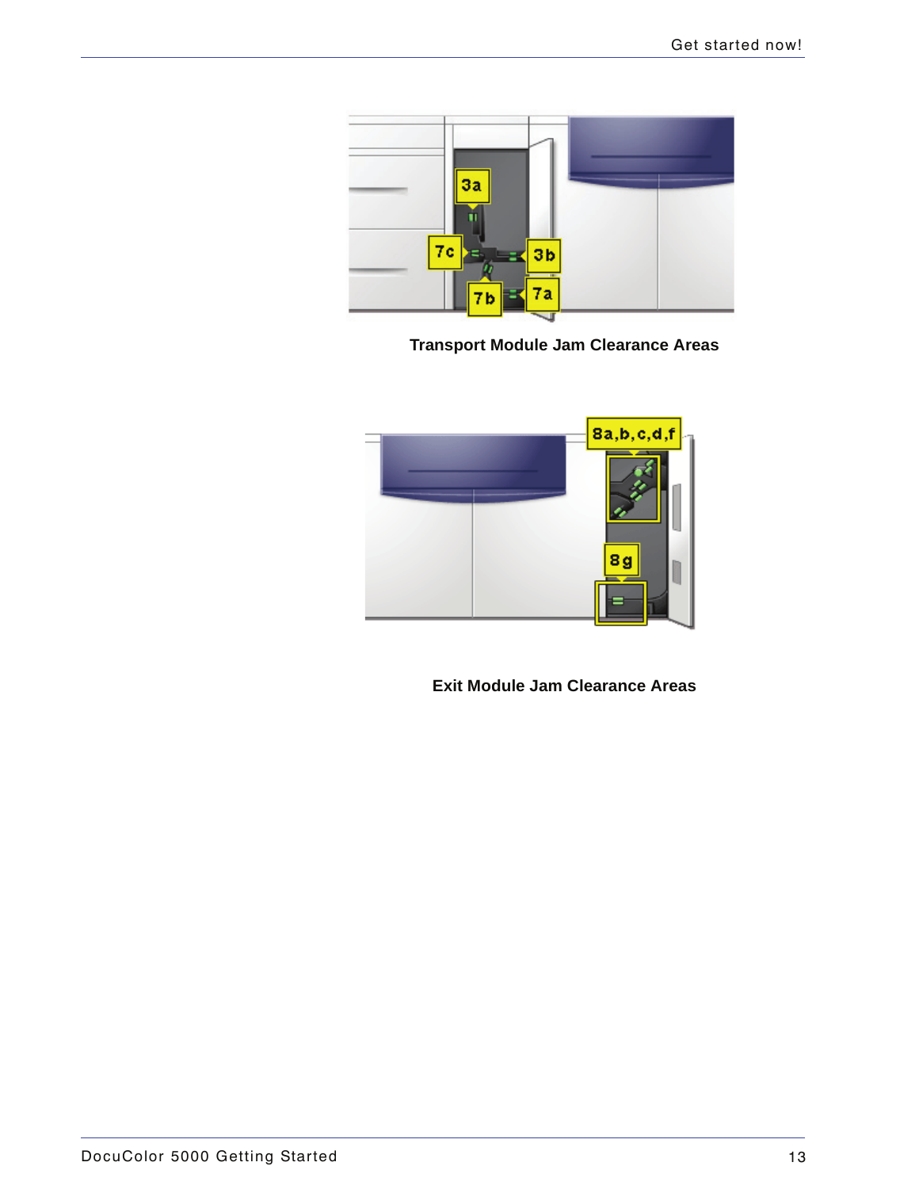Transport Module Jam Clearance Areas

Exit Module Jam Clearance Areas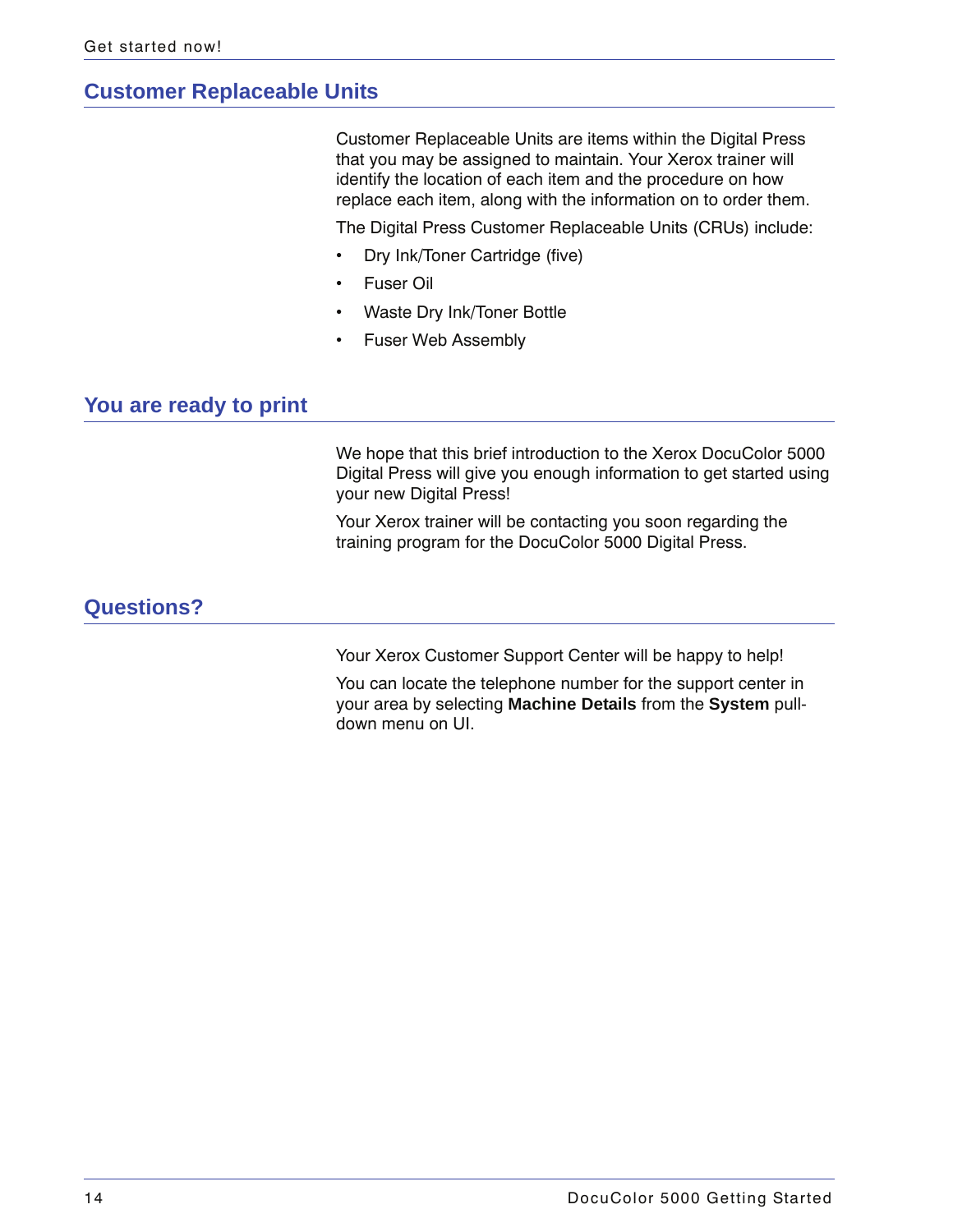## Customer Replaceable Units

Customer Replaceable Units are items within the Digital Press that you may be assigned to maintain. Your Xerox trainer will identify the location of each item and the procedure on how replace each item, along with the information on to order them.

The Digital Press Customer Replaceable Units (CRUs) include:

- Dry Ink/Toner Cartridge (five)
- Fuser Oil
- Waste Dry Ink/Toner Bottle
- Fuser Web Assembly

## You are ready to print

We hope that this brief introduction to the Xerox DocuColor 5000 Digital Press will give you enough information to get started using your new Digital Press!

Your Xerox trainer will be contacting you soon regarding the training program for the DocuColor 5000 Digital Press.

## Questions?

Your Xerox Customer Support Center will be happy to help!

You can locate the telephone number for the support center in your area by selecting **Machine Details** from the **System** pull-down menu on UI.